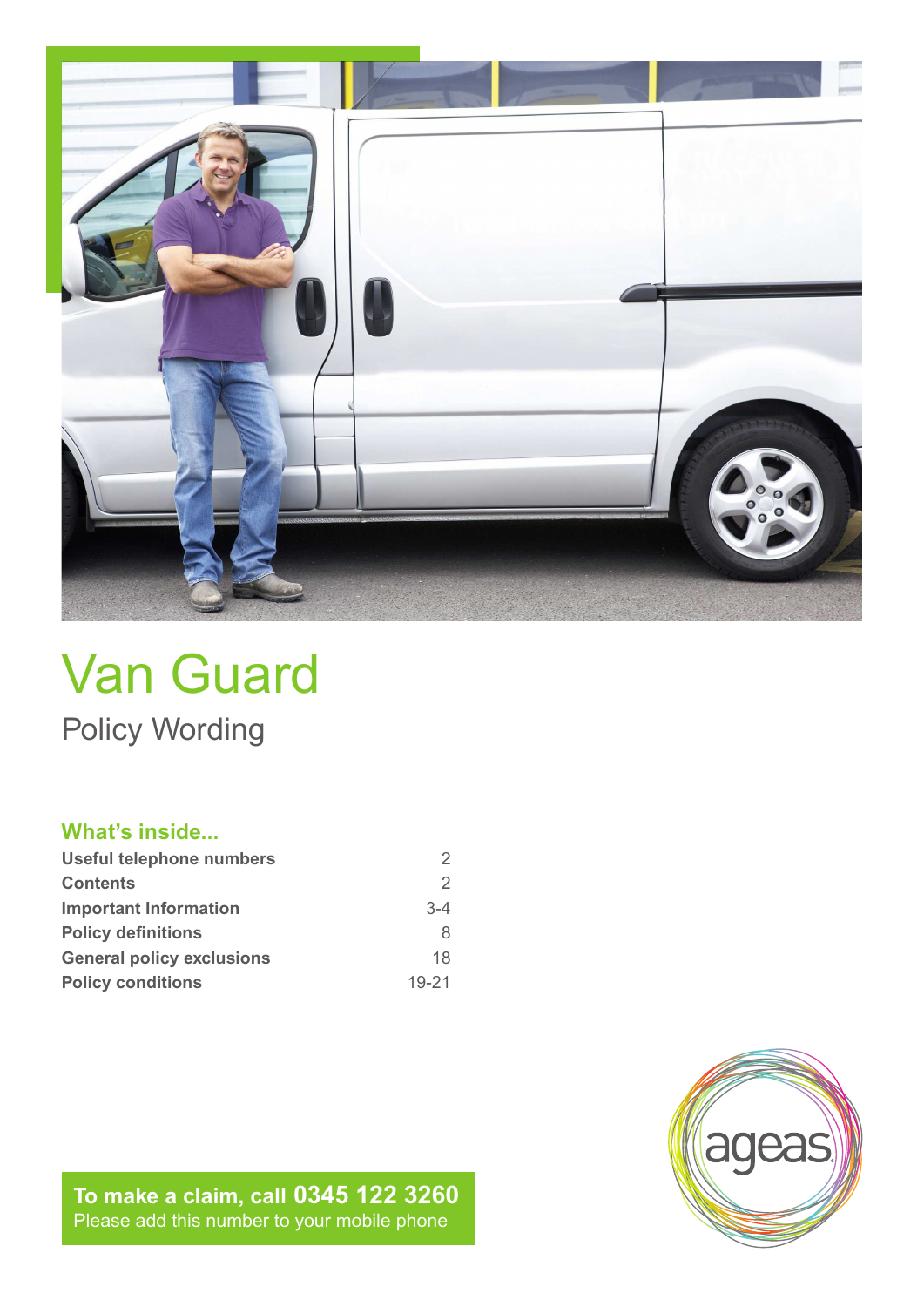# Van Guard

## Policy Wording

### What's inside...

| | |
|---|---|
| **Useful telephone numbers** | 2 |
| **Contents** | 2 |
| **Important Information** | 3-4 |
| **Policy definitions** | 8 |
| **General policy exclusions** | 18 |
| **Policy conditions** | 19-21 |

**To make a claim, call 0345 122 3260**
Please add this number to your mobile phone

ageas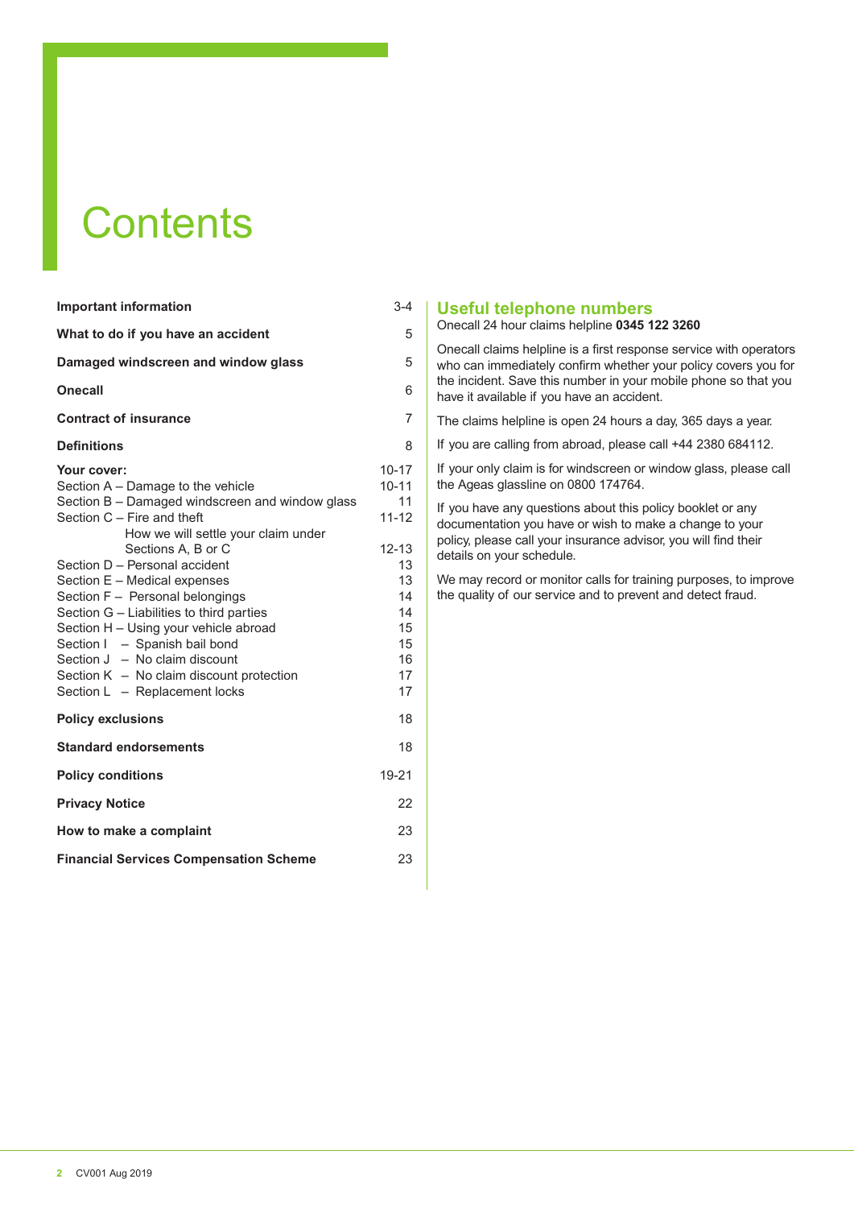# Contents

| | |
|---|---|
| **Important information** | 3-4 |
| **What to do if you have an accident** | 5 |
| **Damaged windscreen and window glass** | 5 |
| **Onecall** | 6 |
| **Contract of insurance** | 7 |
| **Definitions** | 8 |
| **Your cover:** | 10-17 |
| Section A – Damage to the vehicle | 10-11 |
| Section B – Damaged windscreen and window glass | 11 |
| Section C – Fire and theft | 11-12 |
| How we will settle your claim under Sections A, B or C | 12-13 |
| Section D – Personal accident | 13 |
| Section E – Medical expenses | 13 |
| Section F – Personal belongings | 14 |
| Section G – Liabilities to third parties | 14 |
| Section H – Using your vehicle abroad | 15 |
| Section I – Spanish bail bond | 15 |
| Section J – No claim discount | 16 |
| Section K – No claim discount protection | 17 |
| Section L – Replacement locks | 17 |
| **Policy exclusions** | 18 |
| **Standard endorsements** | 18 |
| **Policy conditions** | 19-21 |
| **Privacy Notice** | 22 |
| **How to make a complaint** | 23 |
| **Financial Services Compensation Scheme** | 23 |

## Useful telephone numbers

Onecall 24 hour claims helpline **0345 122 3260**

Onecall claims helpline is a first response service with operators who can immediately confirm whether your policy covers you for the incident. Save this number in your mobile phone so that you have it available if you have an accident.

The claims helpline is open 24 hours a day, 365 days a year.

If you are calling from abroad, please call +44 2380 684112.

If your only claim is for windscreen or window glass, please call the Ageas glassline on 0800 174764.

If you have any questions about this policy booklet or any documentation you have or wish to make a change to your policy, please call your insurance advisor, you will find their details on your schedule.

We may record or monitor calls for training purposes, to improve the quality of our service and to prevent and detect fraud.

CV001 Aug 2019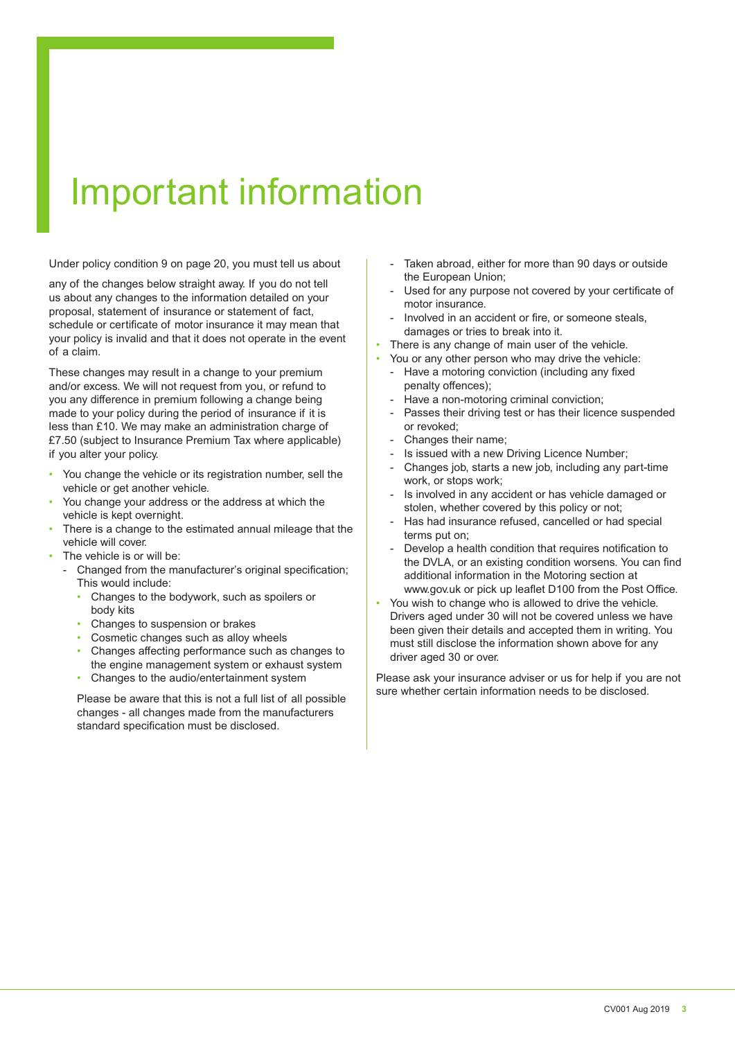# Important information

Under policy condition 9 on page 20, you must tell us about

any of the changes below straight away. If you do not tell us about any changes to the information detailed on your proposal, statement of insurance or statement of fact, schedule or certificate of motor insurance it may mean that your policy is invalid and that it does not operate in the event of a claim.

These changes may result in a change to your premium and/or excess. We will not request from you, or refund to you any difference in premium following a change being made to your policy during the period of insurance if it is less than £10. We may make an administration charge of £7.50 (subject to Insurance Premium Tax where applicable) if you alter your policy.

- You change the vehicle or its registration number, sell the vehicle or get another vehicle.
- You change your address or the address at which the vehicle is kept overnight.
- There is a change to the estimated annual mileage that the vehicle will cover.
- The vehicle is or will be:
  - Changed from the manufacturer's original specification; This would include:
    - Changes to the bodywork, such as spoilers or body kits
    - Changes to suspension or brakes
    - Cosmetic changes such as alloy wheels
    - Changes affecting performance such as changes to the engine management system or exhaust system
    - Changes to the audio/entertainment system

    Please be aware that this is not a full list of all possible changes - all changes made from the manufacturers standard specification must be disclosed.
  - Taken abroad, either for more than 90 days or outside the European Union;
  - Used for any purpose not covered by your certificate of motor insurance.
  - Involved in an accident or fire, or someone steals, damages or tries to break into it.
- There is any change of main user of the vehicle.
- You or any other person who may drive the vehicle:
  - Have a motoring conviction (including any fixed penalty offences);
  - Have a non-motoring criminal conviction;
  - Passes their driving test or has their licence suspended or revoked;
  - Changes their name;
  - Is issued with a new Driving Licence Number;
  - Changes job, starts a new job, including any part-time work, or stops work;
  - Is involved in any accident or has vehicle damaged or stolen, whether covered by this policy or not;
  - Has had insurance refused, cancelled or had special terms put on;
  - Develop a health condition that requires notification to the DVLA, or an existing condition worsens. You can find additional information in the Motoring section at www.gov.uk or pick up leaflet D100 from the Post Office.
- You wish to change who is allowed to drive the vehicle. Drivers aged under 30 will not be covered unless we have been given their details and accepted them in writing. You must still disclose the information shown above for any driver aged 30 or over.

Please ask your insurance adviser or us for help if you are not sure whether certain information needs to be disclosed.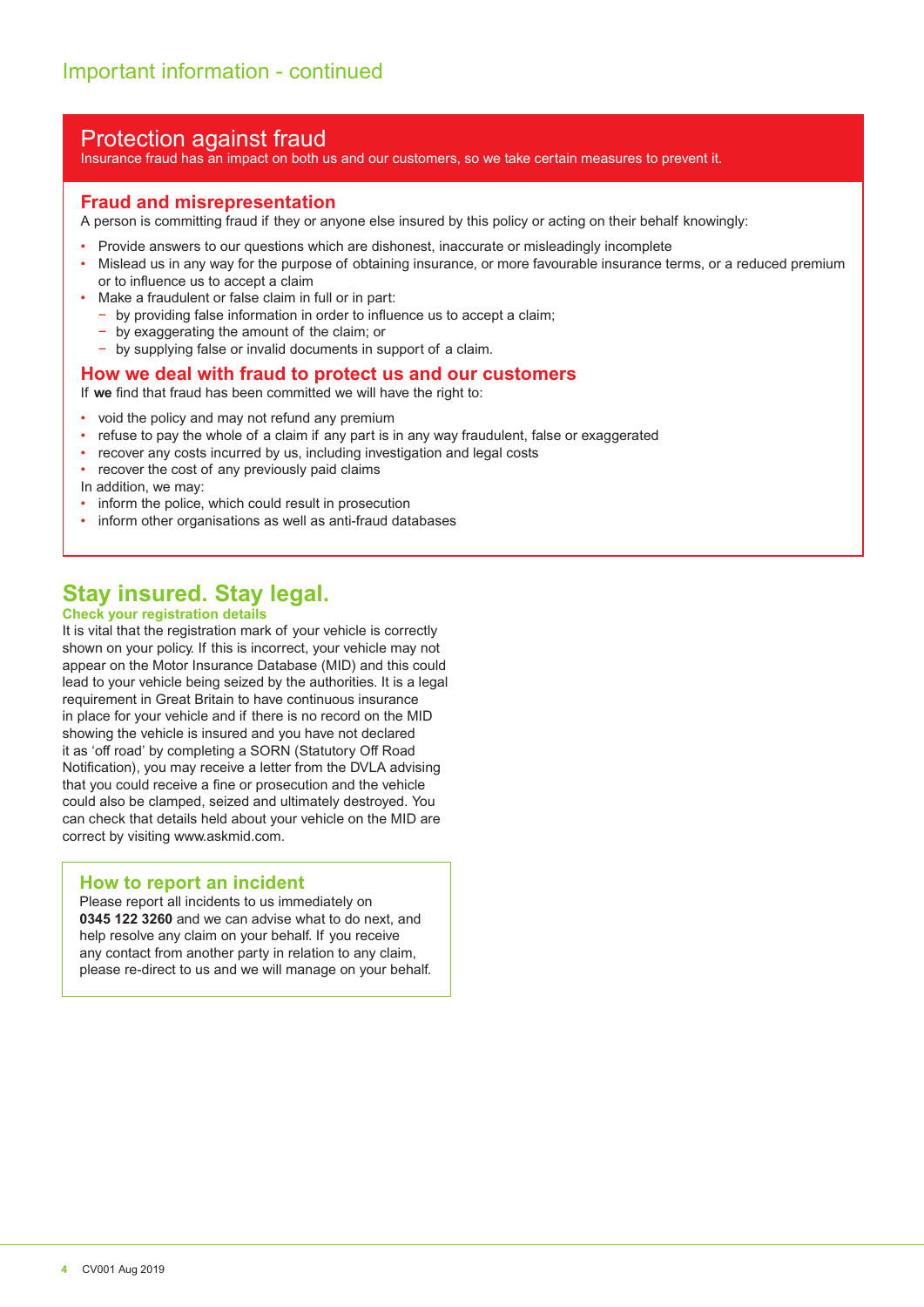## Important information - continued

## Protection against fraud

Insurance fraud has an impact on both us and our customers, so we take certain measures to prevent it.

### Fraud and misrepresentation

A person is committing fraud if they or anyone else insured by this policy or acting on their behalf knowingly:

- Provide answers to our questions which are dishonest, inaccurate or misleadingly incomplete
- Mislead us in any way for the purpose of obtaining insurance, or more favourable insurance terms, or a reduced premium or to influence us to accept a claim
- Make a fraudulent or false claim in full or in part:
  - by providing false information in order to influence us to accept a claim;
  - by exaggerating the amount of the claim; or
  - by supplying false or invalid documents in support of a claim.

### How we deal with fraud to protect us and our customers

If **we** find that fraud has been committed we will have the right to:

- void the policy and may not refund any premium
- refuse to pay the whole of a claim if any part is in any way fraudulent, false or exaggerated
- recover any costs incurred by us, including investigation and legal costs
- recover the cost of any previously paid claims

In addition, we may:

- inform the police, which could result in prosecution
- inform other organisations as well as anti-fraud databases

## Stay insured. Stay legal.

**Check your registration details**

It is vital that the registration mark of your vehicle is correctly shown on your policy. If this is incorrect, your vehicle may not appear on the Motor Insurance Database (MID) and this could lead to your vehicle being seized by the authorities. It is a legal requirement in Great Britain to have continuous insurance in place for your vehicle and if there is no record on the MID showing the vehicle is insured and you have not declared it as 'off road' by completing a SORN (Statutory Off Road Notification), you may receive a letter from the DVLA advising that you could receive a fine or prosecution and the vehicle could also be clamped, seized and ultimately destroyed. You can check that details held about your vehicle on the MID are correct by visiting www.askmid.com.

### How to report an incident

Please report all incidents to us immediately on **0345 122 3260** and we can advise what to do next, and help resolve any claim on your behalf. If you receive any contact from another party in relation to any claim, please re-direct to us and we will manage on your behalf.

CV001 Aug 2019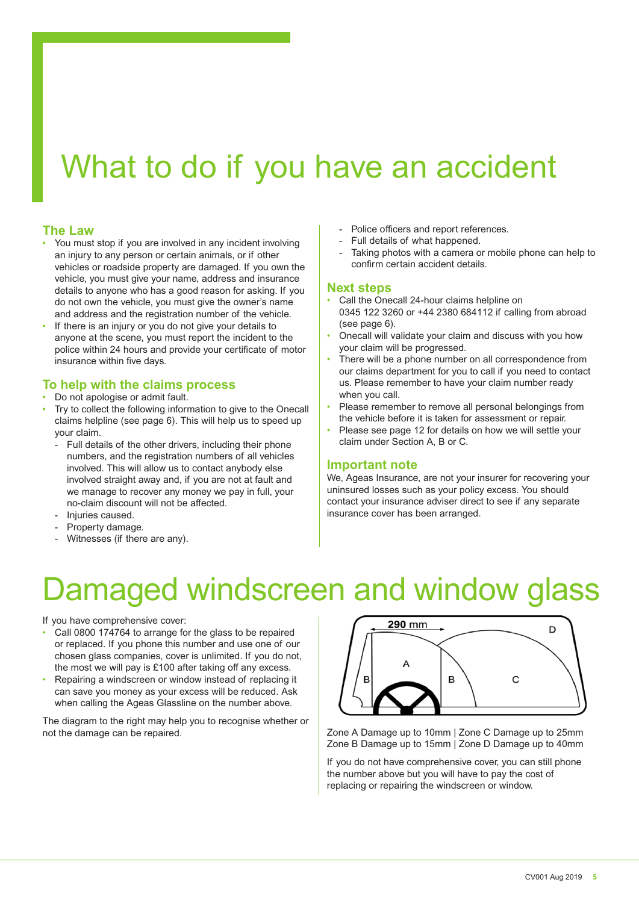# What to do if you have an accident

## The Law

- You must stop if you are involved in any incident involving an injury to any person or certain animals, or if other vehicles or roadside property are damaged. If you own the vehicle, you must give your name, address and insurance details to anyone who has a good reason for asking. If you do not own the vehicle, you must give the owner's name and address and the registration number of the vehicle.
- If there is an injury or you do not give your details to anyone at the scene, you must report the incident to the police within 24 hours and provide your certificate of motor insurance within five days.

## To help with the claims process

- Do not apologise or admit fault.
- Try to collect the following information to give to the Onecall claims helpline (see page 6). This will help us to speed up your claim.
  - Full details of the other drivers, including their phone numbers, and the registration numbers of all vehicles involved. This will allow us to contact anybody else involved straight away and, if you are not at fault and we manage to recover any money we pay in full, your no-claim discount will not be affected.
  - Injuries caused.
  - Property damage.
  - Witnesses (if there are any).
  - Police officers and report references.
  - Full details of what happened.
  - Taking photos with a camera or mobile phone can help to confirm certain accident details.

## Next steps

- Call the Onecall 24-hour claims helpline on 0345 122 3260 or +44 2380 684112 if calling from abroad (see page 6).
- Onecall will validate your claim and discuss with you how your claim will be progressed.
- There will be a phone number on all correspondence from our claims department for you to call if you need to contact us. Please remember to have your claim number ready when you call.
- Please remember to remove all personal belongings from the vehicle before it is taken for assessment or repair.
- Please see page 12 for details on how we will settle your claim under Section A, B or C.

## Important note

We, Ageas Insurance, are not your insurer for recovering your uninsured losses such as your policy excess. You should contact your insurance adviser direct to see if any separate insurance cover has been arranged.

# Damaged windscreen and window glass

If you have comprehensive cover:

- Call 0800 174764 to arrange for the glass to be repaired or replaced. If you phone this number and use one of our chosen glass companies, cover is unlimited. If you do not, the most we will pay is £100 after taking off any excess.
- Repairing a windscreen or window instead of replacing it can save you money as your excess will be reduced. Ask when calling the Ageas Glassline on the number above.

The diagram to the right may help you to recognise whether or not the damage can be repaired.

290 mm

Zone A Damage up to 10mm | Zone C Damage up to 25mm
Zone B Damage up to 15mm | Zone D Damage up to 40mm

If you do not have comprehensive cover, you can still phone the number above but you will have to pay the cost of replacing or repairing the windscreen or window.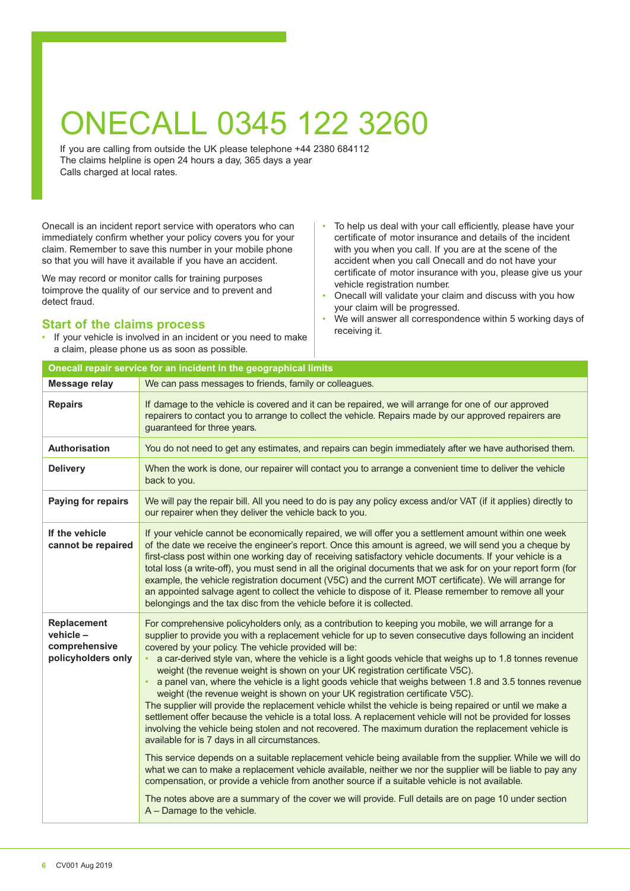# ONECALL 0345 122 3260

If you are calling from outside the UK please telephone +44 2380 684112
The claims helpline is open 24 hours a day, 365 days a year
Calls charged at local rates.

Onecall is an incident report service with operators who can immediately confirm whether your policy covers you for your claim. Remember to save this number in your mobile phone so that you will have it available if you have an accident.

We may record or monitor calls for training purposes toimprove the quality of our service and to prevent and detect fraud.

## Start of the claims process

- If your vehicle is involved in an incident or you need to make a claim, please phone us as soon as possible.
- To help us deal with your call efficiently, please have your certificate of motor insurance and details of the incident with you when you call. If you are at the scene of the accident when you call Onecall and do not have your certificate of motor insurance with you, please give us your vehicle registration number.
- Onecall will validate your claim and discuss with you how your claim will be progressed.
- We will answer all correspondence within 5 working days of receiving it.

| Onecall repair service for an incident in the geographical limits | |
|---|---|
| **Message relay** | We can pass messages to friends, family or colleagues. |
| **Repairs** | If damage to the vehicle is covered and it can be repaired, we will arrange for one of our approved repairers to contact you to arrange to collect the vehicle. Repairs made by our approved repairers are guaranteed for three years. |
| **Authorisation** | You do not need to get any estimates, and repairs can begin immediately after we have authorised them. |
| **Delivery** | When the work is done, our repairer will contact you to arrange a convenient time to deliver the vehicle back to you. |
| **Paying for repairs** | We will pay the repair bill. All you need to do is pay any policy excess and/or VAT (if it applies) directly to our repairer when they deliver the vehicle back to you. |
| **If the vehicle cannot be repaired** | If your vehicle cannot be economically repaired, we will offer you a settlement amount within one week of the date we receive the engineer's report. Once this amount is agreed, we will send you a cheque by first-class post within one working day of receiving satisfactory vehicle documents. If your vehicle is a total loss (a write-off), you must send in all the original documents that we ask for on your report form (for example, the vehicle registration document (V5C) and the current MOT certificate). We will arrange for an appointed salvage agent to collect the vehicle to dispose of it. Please remember to remove all your belongings and the tax disc from the vehicle before it is collected. |
| **Replacement vehicle – comprehensive policyholders only** | For comprehensive policyholders only, as a contribution to keeping you mobile, we will arrange for a supplier to provide you with a replacement vehicle for up to seven consecutive days following an incident covered by your policy. The vehicle provided will be:<br>• a car-derived style van, where the vehicle is a light goods vehicle that weighs up to 1.8 tonnes revenue weight (the revenue weight is shown on your UK registration certificate V5C).<br>• a panel van, where the vehicle is a light goods vehicle that weighs between 1.8 and 3.5 tonnes revenue weight (the revenue weight is shown on your UK registration certificate V5C).<br>The supplier will provide the replacement vehicle whilst the vehicle is being repaired or until we make a settlement offer because the vehicle is a total loss. A replacement vehicle will not be provided for losses involving the vehicle being stolen and not recovered. The maximum duration the replacement vehicle is available for is 7 days in all circumstances.<br><br>This service depends on a suitable replacement vehicle being available from the supplier. While we will do what we can to make a replacement vehicle available, neither we nor the supplier will be liable to pay any compensation, or provide a vehicle from another source if a suitable vehicle is not available.<br><br>The notes above are a summary of the cover we will provide. Full details are on page 10 under section A – Damage to the vehicle. |

CV001 Aug 2019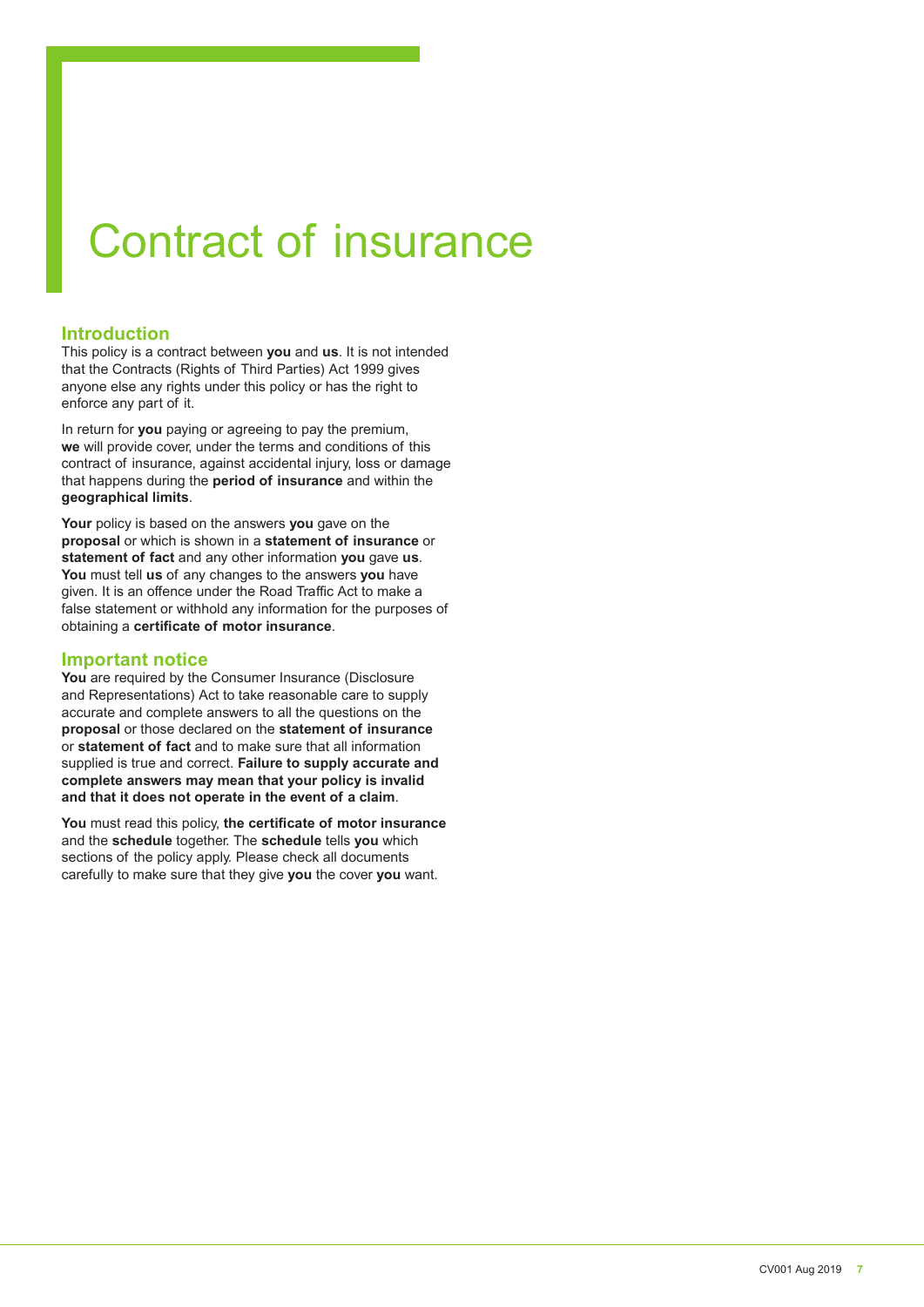# Contract of insurance

## Introduction

This policy is a contract between **you** and **us**. It is not intended that the Contracts (Rights of Third Parties) Act 1999 gives anyone else any rights under this policy or has the right to enforce any part of it.

In return for **you** paying or agreeing to pay the premium, **we** will provide cover, under the terms and conditions of this contract of insurance, against accidental injury, loss or damage that happens during the **period of insurance** and within the **geographical limits**.

**Your** policy is based on the answers **you** gave on the **proposal** or which is shown in a **statement of insurance** or **statement of fact** and any other information **you** gave **us**. **You** must tell **us** of any changes to the answers **you** have given. It is an offence under the Road Traffic Act to make a false statement or withhold any information for the purposes of obtaining a **certificate of motor insurance**.

## Important notice

**You** are required by the Consumer Insurance (Disclosure and Representations) Act to take reasonable care to supply accurate and complete answers to all the questions on the **proposal** or those declared on the **statement of insurance** or **statement of fact** and to make sure that all information supplied is true and correct. **Failure to supply accurate and complete answers may mean that your policy is invalid and that it does not operate in the event of a claim**.

**You** must read this policy, **the certificate of motor insurance** and the **schedule** together. The **schedule** tells **you** which sections of the policy apply. Please check all documents carefully to make sure that they give **you** the cover **you** want.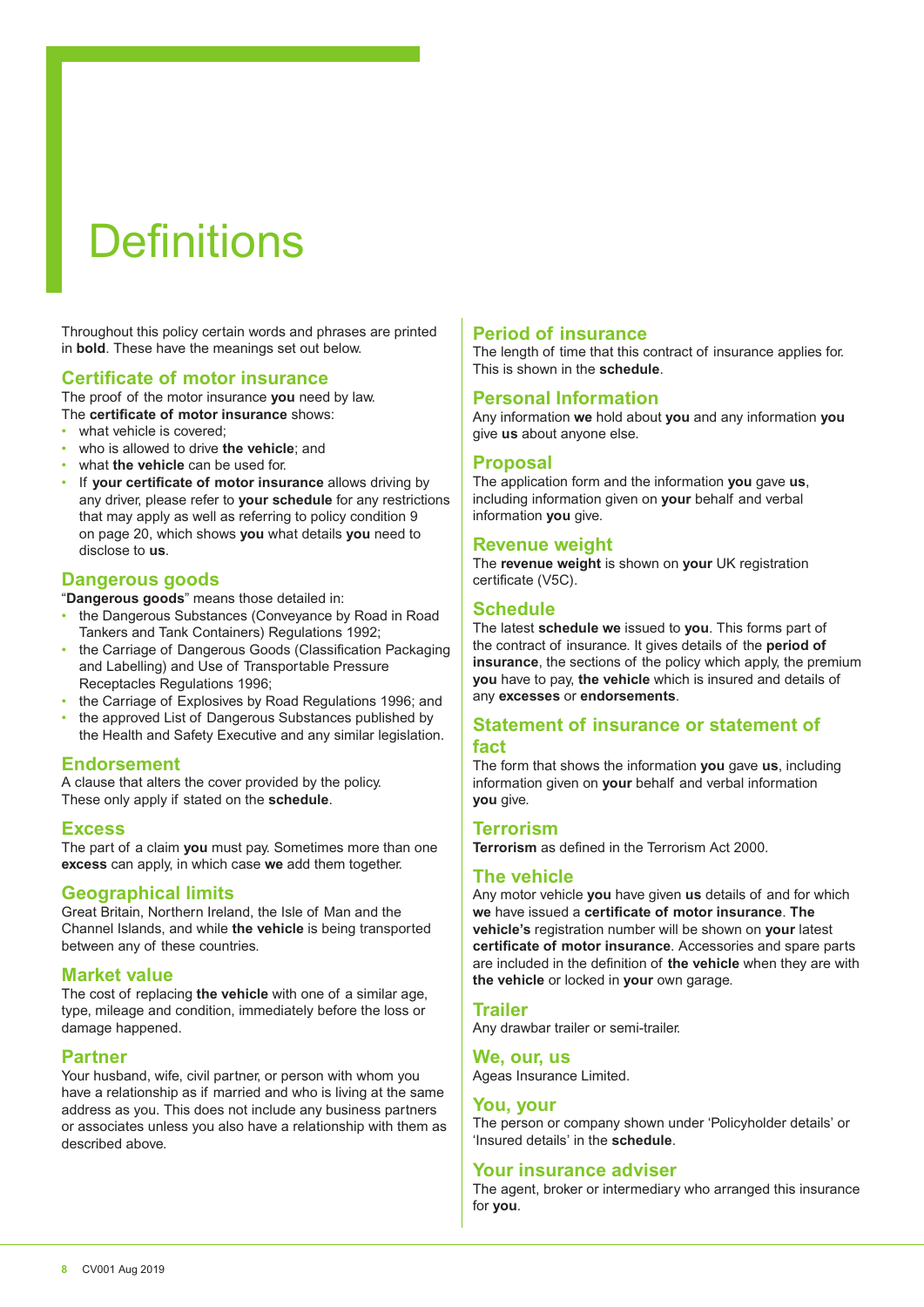# Definitions

Throughout this policy certain words and phrases are printed in **bold**. These have the meanings set out below.

## Certificate of motor insurance

The proof of the motor insurance **you** need by law.

The **certificate of motor insurance** shows:

- what vehicle is covered;
- who is allowed to drive **the vehicle**; and
- what **the vehicle** can be used for.
- If **your certificate of motor insurance** allows driving by any driver, please refer to **your schedule** for any restrictions that may apply as well as referring to policy condition 9 on page 20, which shows **you** what details **you** need to disclose to **us**.

## Dangerous goods

"**Dangerous goods**" means those detailed in:

- the Dangerous Substances (Conveyance by Road in Road Tankers and Tank Containers) Regulations 1992;
- the Carriage of Dangerous Goods (Classification Packaging and Labelling) and Use of Transportable Pressure Receptacles Regulations 1996;
- the Carriage of Explosives by Road Regulations 1996; and
- the approved List of Dangerous Substances published by the Health and Safety Executive and any similar legislation.

## Endorsement

A clause that alters the cover provided by the policy. These only apply if stated on the **schedule**.

## Excess

The part of a claim **you** must pay. Sometimes more than one **excess** can apply, in which case **we** add them together.

## Geographical limits

Great Britain, Northern Ireland, the Isle of Man and the Channel Islands, and while **the vehicle** is being transported between any of these countries.

## Market value

The cost of replacing **the vehicle** with one of a similar age, type, mileage and condition, immediately before the loss or damage happened.

## Partner

Your husband, wife, civil partner, or person with whom you have a relationship as if married and who is living at the same address as you. This does not include any business partners or associates unless you also have a relationship with them as described above.

## Period of insurance

The length of time that this contract of insurance applies for. This is shown in the **schedule**.

## Personal Information

Any information **we** hold about **you** and any information **you** give **us** about anyone else.

## Proposal

The application form and the information **you** gave **us**, including information given on **your** behalf and verbal information **you** give.

## Revenue weight

The **revenue weight** is shown on **your** UK registration certificate (V5C).

## Schedule

The latest **schedule we** issued to **you**. This forms part of the contract of insurance. It gives details of the **period of insurance**, the sections of the policy which apply, the premium **you** have to pay, **the vehicle** which is insured and details of any **excesses** or **endorsements**.

## Statement of insurance or statement of fact

The form that shows the information **you** gave **us**, including information given on **your** behalf and verbal information **you** give.

## Terrorism

**Terrorism** as defined in the Terrorism Act 2000.

## The vehicle

Any motor vehicle **you** have given **us** details of and for which **we** have issued a **certificate of motor insurance**. **The vehicle's** registration number will be shown on **your** latest **certificate of motor insurance**. Accessories and spare parts are included in the definition of **the vehicle** when they are with **the vehicle** or locked in **your** own garage.

## Trailer

Any drawbar trailer or semi-trailer.

## We, our, us

Ageas Insurance Limited.

## You, your

The person or company shown under 'Policyholder details' or 'Insured details' in the **schedule**.

## Your insurance adviser

The agent, broker or intermediary who arranged this insurance for **you**.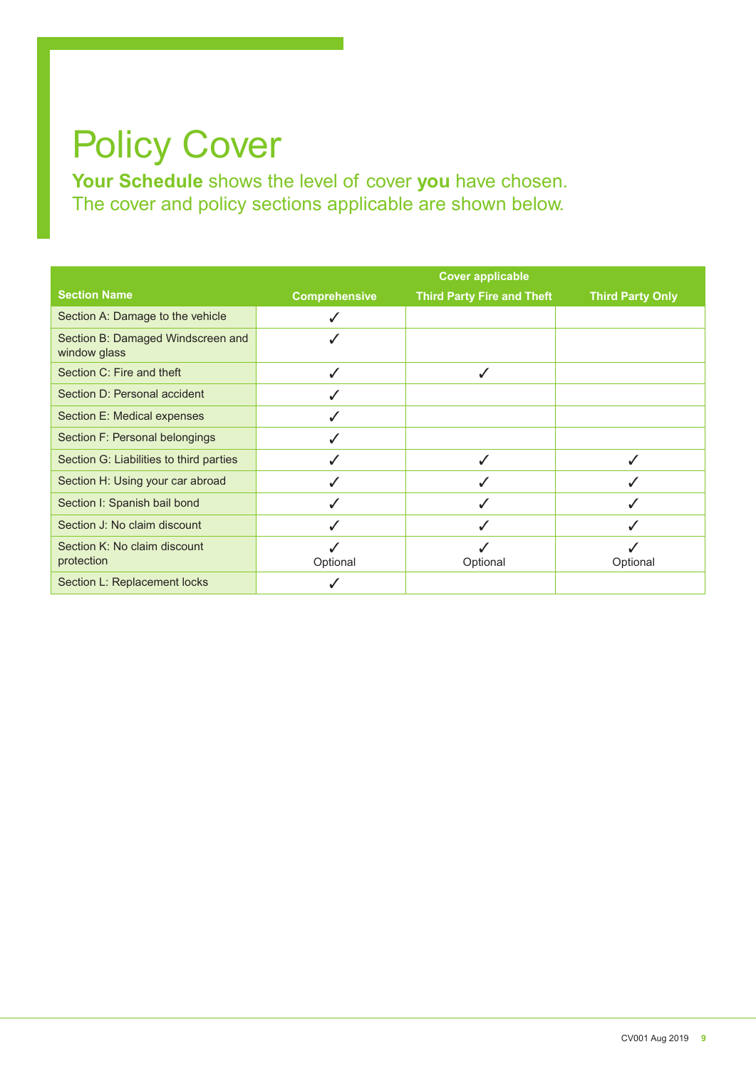# Policy Cover

**Your Schedule** shows the level of cover **you** have chosen.
The cover and policy sections applicable are shown below.

| Section Name | Cover applicable | | |
|---|---|---|---|
| | Comprehensive | Third Party Fire and Theft | Third Party Only |
| Section A: Damage to the vehicle | ✓ | | |
| Section B: Damaged Windscreen and window glass | ✓ | | |
| Section C: Fire and theft | ✓ | ✓ | |
| Section D: Personal accident | ✓ | | |
| Section E: Medical expenses | ✓ | | |
| Section F: Personal belongings | ✓ | | |
| Section G: Liabilities to third parties | ✓ | ✓ | ✓ |
| Section H: Using your car abroad | ✓ | ✓ | ✓ |
| Section I: Spanish bail bond | ✓ | ✓ | ✓ |
| Section J: No claim discount | ✓ | ✓ | ✓ |
| Section K: No claim discount protection | ✓ Optional | ✓ Optional | ✓ Optional |
| Section L: Replacement locks | ✓ | | |

CV001 Aug 2019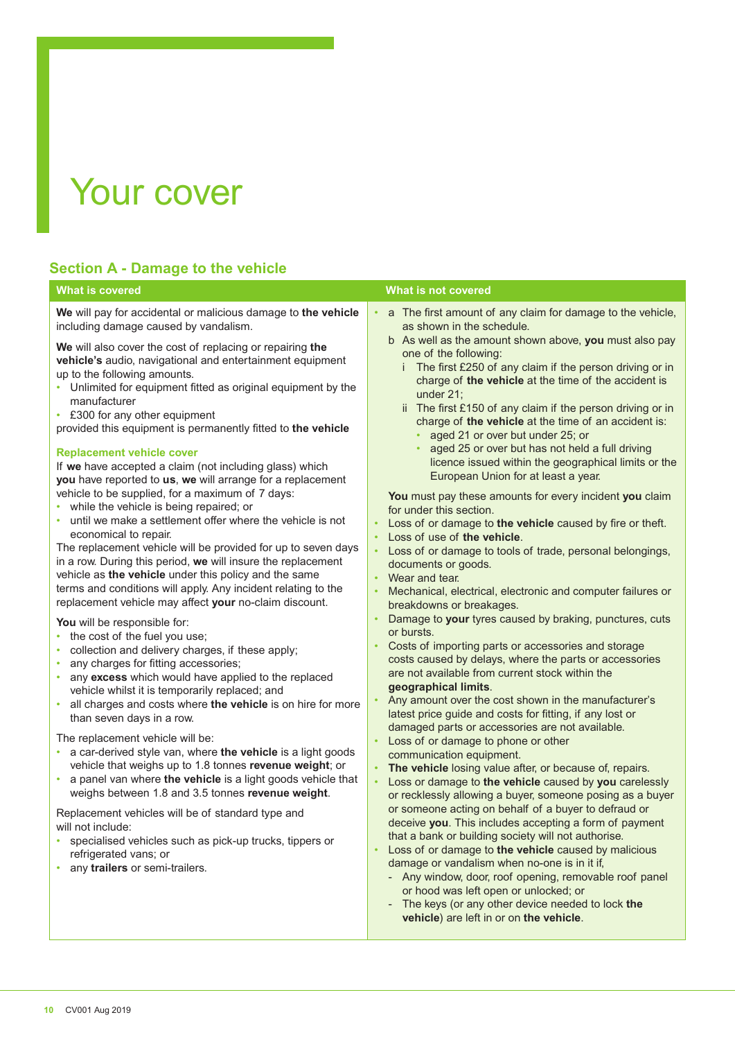# Your cover

## Section A - Damage to the vehicle

### What is covered

**We** will pay for accidental or malicious damage to **the vehicle** including damage caused by vandalism.

**We** will also cover the cost of replacing or repairing **the vehicle's** audio, navigational and entertainment equipment up to the following amounts.

- Unlimited for equipment fitted as original equipment by the manufacturer
- £300 for any other equipment

provided this equipment is permanently fitted to **the vehicle**

#### Replacement vehicle cover

If **we** have accepted a claim (not including glass) which **you** have reported to **us**, **we** will arrange for a replacement vehicle to be supplied, for a maximum of 7 days:

- while the vehicle is being repaired; or
- until we make a settlement offer where the vehicle is not economical to repair.

The replacement vehicle will be provided for up to seven days in a row. During this period, **we** will insure the replacement vehicle as **the vehicle** under this policy and the same terms and conditions will apply. Any incident relating to the replacement vehicle may affect **your** no-claim discount.

**You** will be responsible for:

- the cost of the fuel you use;
- collection and delivery charges, if these apply;
- any charges for fitting accessories;
- any **excess** which would have applied to the replaced vehicle whilst it is temporarily replaced; and
- all charges and costs where **the vehicle** is on hire for more than seven days in a row.

The replacement vehicle will be:

- a car-derived style van, where **the vehicle** is a light goods vehicle that weighs up to 1.8 tonnes **revenue weight**; or
- a panel van where **the vehicle** is a light goods vehicle that weighs between 1.8 and 3.5 tonnes **revenue weight**.

Replacement vehicles will be of standard type and will not include:

- specialised vehicles such as pick-up trucks, tippers or refrigerated vans; or
- any **trailers** or semi-trailers.

### What is not covered

- a The first amount of any claim for damage to the vehicle, as shown in the schedule.
  
  b As well as the amount shown above, **you** must also pay one of the following:
  
  i The first £250 of any claim if the person driving or in charge of **the vehicle** at the time of the accident is under 21;
  
  ii The first £150 of any claim if the person driving or in charge of **the vehicle** at the time of an accident is:
  - aged 21 or over but under 25; or
  - aged 25 or over but has not held a full driving licence issued within the geographical limits or the European Union for at least a year.

  **You** must pay these amounts for every incident **you** claim for under this section.
- Loss of or damage to **the vehicle** caused by fire or theft.
- Loss of use of **the vehicle**.
- Loss of or damage to tools of trade, personal belongings, documents or goods.
- Wear and tear.
- Mechanical, electrical, electronic and computer failures or breakdowns or breakages.
- Damage to **your** tyres caused by braking, punctures, cuts or bursts.
- Costs of importing parts or accessories and storage costs caused by delays, where the parts or accessories are not available from current stock within the **geographical limits**.
- Any amount over the cost shown in the manufacturer's latest price guide and costs for fitting, if any lost or damaged parts or accessories are not available.
- Loss of or damage to phone or other communication equipment.
- **The vehicle** losing value after, or because of, repairs.
- Loss or damage to **the vehicle** caused by **you** carelessly or recklessly allowing a buyer, someone posing as a buyer or someone acting on behalf of a buyer to defraud or deceive **you**. This includes accepting a form of payment that a bank or building society will not authorise.
- Loss of or damage to **the vehicle** caused by malicious damage or vandalism when no-one is in it if,
  - Any window, door, roof opening, removable roof panel or hood was left open or unlocked; or
  - The keys (or any other device needed to lock **the vehicle**) are left in or on **the vehicle**.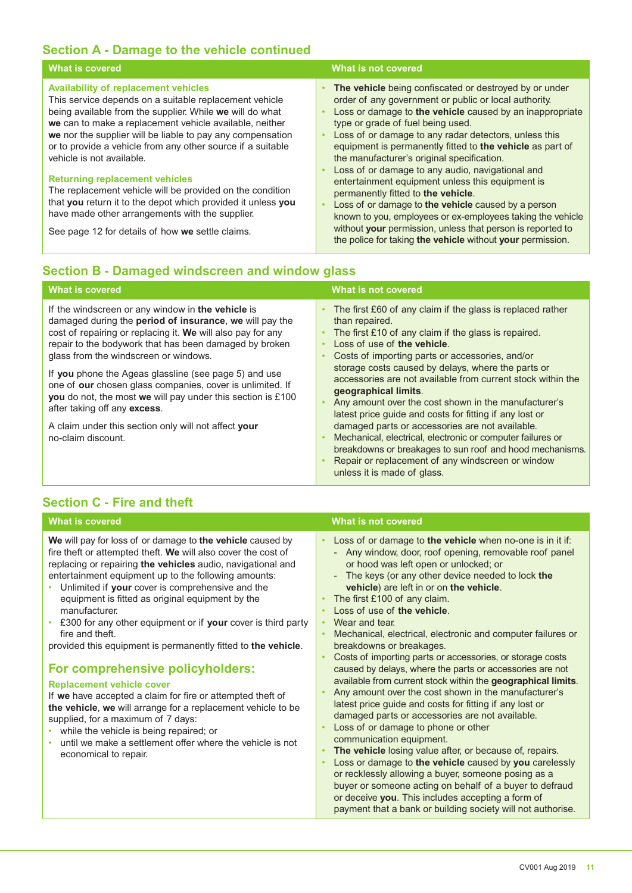## Section A - Damage to the vehicle continued

| What is covered | What is not covered |
| --- | --- |
| **Availability of replacement vehicles**<br>This service depends on a suitable replacement vehicle being available from the supplier. While **we** will do what **we** can to make a replacement vehicle available, neither **we** nor the supplier will be liable to pay any compensation or to provide a vehicle from any other source if a suitable vehicle is not available.<br><br>**Returning replacement vehicles**<br>The replacement vehicle will be provided on the condition that **you** return it to the depot which provided it unless **you** have made other arrangements with the supplier.<br><br>See page 12 for details of how **we** settle claims. | • **The vehicle** being confiscated or destroyed by or under order of any government or public or local authority.<br>• Loss or damage to **the vehicle** caused by an inappropriate type or grade of fuel being used.<br>• Loss of or damage to any radar detectors, unless this equipment is permanently fitted to **the vehicle** as part of the manufacturer's original specification.<br>• Loss of or damage to any audio, navigational and entertainment equipment unless this equipment is permanently fitted to **the vehicle**.<br>• Loss of or damage to **the vehicle** caused by a person known to you, employees or ex-employees taking the vehicle without **your** permission, unless that person is reported to the police for taking **the vehicle** without **your** permission. |

## Section B - Damaged windscreen and window glass

| What is covered | What is not covered |
| --- | --- |
| If the windscreen or any window in **the vehicle** is damaged during the **period of insurance**, **we** will pay the cost of repairing or replacing it. **We** will also pay for any repair to the bodywork that has been damaged by broken glass from the windscreen or windows.<br><br>If **you** phone the Ageas glassline (see page 5) and use one of **our** chosen glass companies, cover is unlimited. If **you** do not, the most **we** will pay under this section is £100 after taking off any **excess**.<br><br>A claim under this section only will not affect **your** no-claim discount. | • The first £60 of any claim if the glass is replaced rather than repaired.<br>• The first £10 of any claim if the glass is repaired.<br>• Loss of use of **the vehicle**.<br>• Costs of importing parts or accessories, and/or storage costs caused by delays, where the parts or accessories are not available from current stock within the **geographical limits**.<br>• Any amount over the cost shown in the manufacturer's latest price guide and costs for fitting if any lost or damaged parts or accessories are not available.<br>• Mechanical, electrical, electronic or computer failures or breakdowns or breakages to sun roof and hood mechanisms.<br>• Repair or replacement of any windscreen or window unless it is made of glass. |

## Section C - Fire and theft

| What is covered | What is not covered |
| --- | --- |
| **We** will pay for loss of or damage to **the vehicle** caused by fire theft or attempted theft. **We** will also cover the cost of replacing or repairing **the vehicles** audio, navigational and entertainment equipment up to the following amounts:<br>• Unlimited if **your** cover is comprehensive and the equipment is fitted as original equipment by the manufacturer.<br>• £300 for any other equipment or if **your** cover is third party fire and theft.<br>provided this equipment is permanently fitted to **the vehicle**.<br><br>**For comprehensive policyholders:**<br><br>**Replacement vehicle cover**<br>If **we** have accepted a claim for fire or attempted theft of **the vehicle**, **we** will arrange for a replacement vehicle to be supplied, for a maximum of 7 days:<br>• while the vehicle is being repaired; or<br>• until we make a settlement offer where the vehicle is not economical to repair. | • Loss of or damage to **the vehicle** when no-one is in it if:<br>- Any window, door, roof opening, removable roof panel or hood was left open or unlocked; or<br>- The keys (or any other device needed to lock **the vehicle**) are left in or on **the vehicle**.<br>• The first £100 of any claim.<br>• Loss of use of **the vehicle**.<br>• Wear and tear.<br>• Mechanical, electrical, electronic and computer failures or breakdowns or breakages.<br>• Costs of importing parts or accessories, or storage costs caused by delays, where the parts or accessories are not available from current stock within the **geographical limits**.<br>• Any amount over the cost shown in the manufacturer's latest price guide and costs for fitting if any lost or damaged parts or accessories are not available.<br>• Loss of or damage to phone or other communication equipment.<br>• **The vehicle** losing value after, or because of, repairs.<br>• Loss or damage to **the vehicle** caused by **you** carelessly or recklessly allowing a buyer, someone posing as a buyer or someone acting on behalf of a buyer to defraud or deceive **you**. This includes accepting a form of payment that a bank or building society will not authorise. |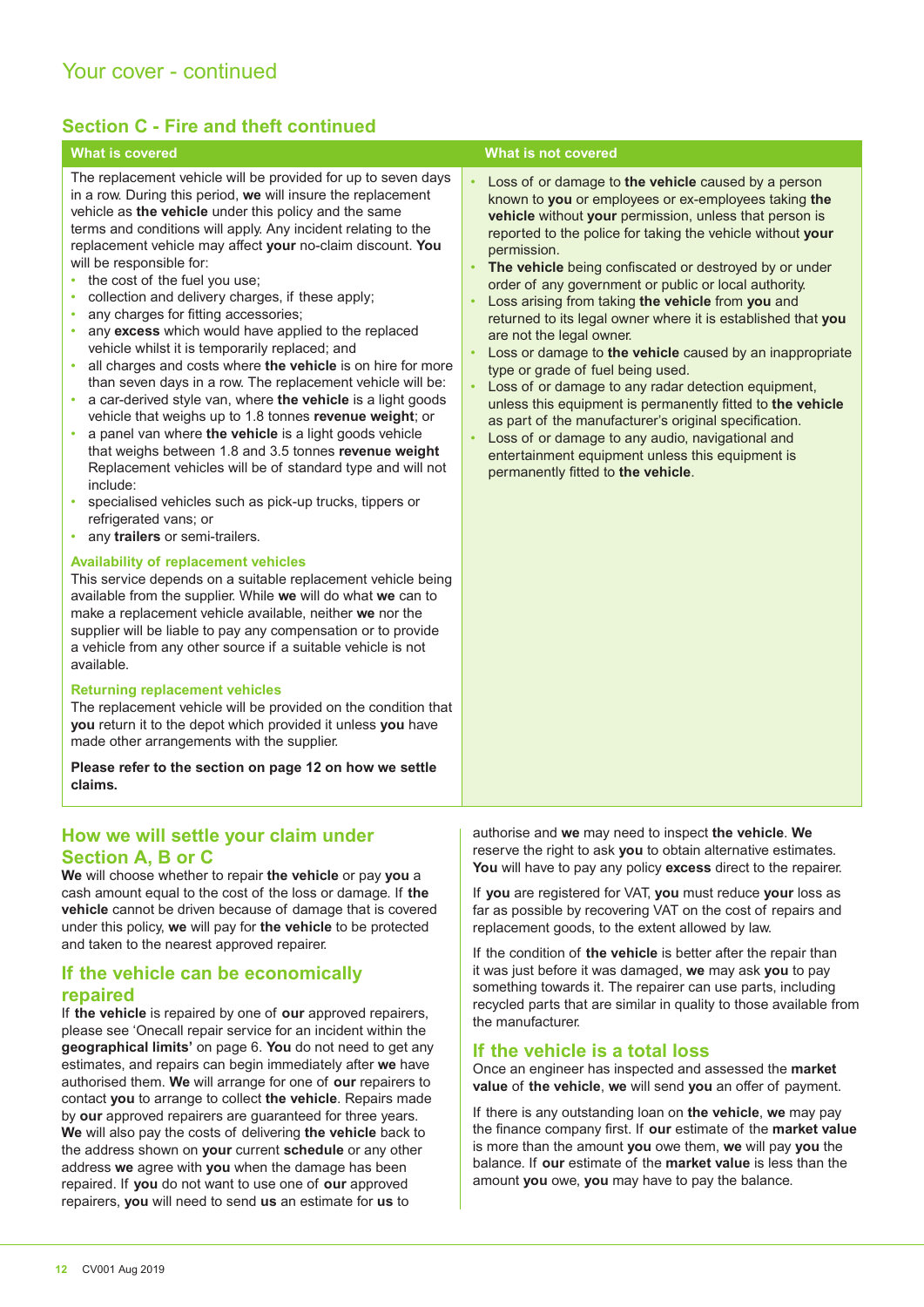## Your cover - continued

### Section C - Fire and theft continued

| What is covered | What is not covered |
|---|---|
| The replacement vehicle will be provided for up to seven days in a row. During this period, **we** will insure the replacement vehicle as **the vehicle** under this policy and the same terms and conditions will apply. Any incident relating to the replacement vehicle may affect **your** no-claim discount. **You** will be responsible for:<br>• the cost of the fuel you use;<br>• collection and delivery charges, if these apply;<br>• any charges for fitting accessories;<br>• any **excess** which would have applied to the replaced vehicle whilst it is temporarily replaced; and<br>• all charges and costs where **the vehicle** is on hire for more than seven days in a row. The replacement vehicle will be:<br>• a car-derived style van, where **the vehicle** is a light goods vehicle that weighs up to 1.8 tonnes **revenue weight**; or<br>• a panel van where **the vehicle** is a light goods vehicle that weighs between 1.8 and 3.5 tonnes **revenue weight** Replacement vehicles will be of standard type and will not include:<br>• specialised vehicles such as pick-up trucks, tippers or refrigerated vans; or<br>• any **trailers** or semi-trailers.<br><br>**Availability of replacement vehicles**<br>This service depends on a suitable replacement vehicle being available from the supplier. While **we** will do what **we** can to make a replacement vehicle available, neither **we** nor the supplier will be liable to pay any compensation or to provide a vehicle from any other source if a suitable vehicle is not available.<br><br>**Returning replacement vehicles**<br>The replacement vehicle will be provided on the condition that **you** return it to the depot which provided it unless **you** have made other arrangements with the supplier.<br><br>**Please refer to the section on page 12 on how we settle claims.** | • Loss of or damage to **the vehicle** caused by a person known to **you** or employees or ex-employees taking **the vehicle** without **your** permission, unless that person is reported to the police for taking the vehicle without **your** permission.<br>• **The vehicle** being confiscated or destroyed by or under order of any government or public or local authority.<br>• Loss arising from taking **the vehicle** from **you** and returned to its legal owner where it is established that **you** are not the legal owner.<br>• Loss or damage to **the vehicle** caused by an inappropriate type or grade of fuel being used.<br>• Loss of or damage to any radar detection equipment, unless this equipment is permanently fitted to **the vehicle** as part of the manufacturer's original specification.<br>• Loss of or damage to any audio, navigational and entertainment equipment unless this equipment is permanently fitted to **the vehicle**. |

### How we will settle your claim under Section A, B or C

**We** will choose whether to repair **the vehicle** or pay **you** a cash amount equal to the cost of the loss or damage. If **the vehicle** cannot be driven because of damage that is covered under this policy, **we** will pay for **the vehicle** to be protected and taken to the nearest approved repairer.

### If the vehicle can be economically repaired

If **the vehicle** is repaired by one of **our** approved repairers, please see 'Onecall repair service for an incident within the **geographical limits**' on page 6. **You** do not need to get any estimates, and repairs can begin immediately after **we** have authorised them. **We** will arrange for one of **our** repairers to contact **you** to arrange to collect **the vehicle**. Repairs made by **our** approved repairers are guaranteed for three years. **We** will also pay the costs of delivering **the vehicle** back to the address shown on **your** current **schedule** or any other address **we** agree with **you** when the damage has been repaired. If **you** do not want to use one of **our** approved repairers, **you** will need to send **us** an estimate for **us** to authorise and **we** may need to inspect **the vehicle**. **We** reserve the right to ask **you** to obtain alternative estimates. **You** will have to pay any policy **excess** direct to the repairer.

If **you** are registered for VAT, **you** must reduce **your** loss as far as possible by recovering VAT on the cost of repairs and replacement goods, to the extent allowed by law.

If the condition of **the vehicle** is better after the repair than it was just before it was damaged, **we** may ask **you** to pay something towards it. The repairer can use parts, including recycled parts that are similar in quality to those available from the manufacturer.

### If the vehicle is a total loss

Once an engineer has inspected and assessed the **market value** of **the vehicle**, **we** will send **you** an offer of payment.

If there is any outstanding loan on **the vehicle**, **we** may pay the finance company first. If **our** estimate of the **market value** is more than the amount **you** owe them, **we** will pay **you** the balance. If **our** estimate of the **market value** is less than the amount **you** owe, **you** may have to pay the balance.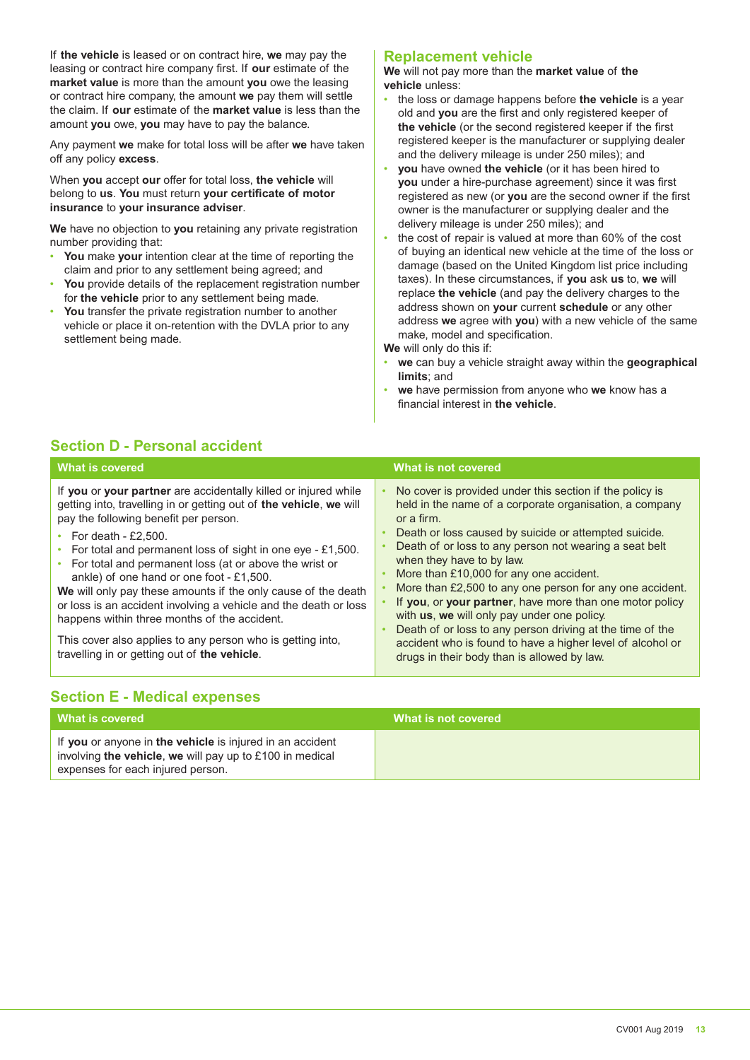If **the vehicle** is leased or on contract hire, **we** may pay the leasing or contract hire company first. If **our** estimate of the **market value** is more than the amount **you** owe the leasing or contract hire company, the amount **we** pay them will settle the claim. If **our** estimate of the **market value** is less than the amount **you** owe, **you** may have to pay the balance.

Any payment **we** make for total loss will be after **we** have taken off any policy **excess**.

When **you** accept **our** offer for total loss, **the vehicle** will belong to **us**. **You** must return **your certificate of motor insurance** to **your insurance adviser**.

**We** have no objection to **you** retaining any private registration number providing that:

- **You** make **your** intention clear at the time of reporting the claim and prior to any settlement being agreed; and
- **You** provide details of the replacement registration number for **the vehicle** prior to any settlement being made.
- **You** transfer the private registration number to another vehicle or place it on-retention with the DVLA prior to any settlement being made.

## Replacement vehicle

**We** will not pay more than the **market value** of **the vehicle** unless:

- the loss or damage happens before **the vehicle** is a year old and **you** are the first and only registered keeper of **the vehicle** (or the second registered keeper if the first registered keeper is the manufacturer or supplying dealer and the delivery mileage is under 250 miles); and
- **you** have owned **the vehicle** (or it has been hired to **you** under a hire-purchase agreement) since it was first registered as new (or **you** are the second owner if the first owner is the manufacturer or supplying dealer and the delivery mileage is under 250 miles); and
- the cost of repair is valued at more than 60% of the cost of buying an identical new vehicle at the time of the loss or damage (based on the United Kingdom list price including taxes). In these circumstances, if **you** ask **us** to, **we** will replace **the vehicle** (and pay the delivery charges to the address shown on **your** current **schedule** or any other address **we** agree with **you**) with a new vehicle of the same make, model and specification.

**We** will only do this if:

- **we** can buy a vehicle straight away within the **geographical limits**; and
- **we** have permission from anyone who **we** know has a financial interest in **the vehicle**.

## Section D - Personal accident

| What is covered | What is not covered |
|---|---|
| If **you** or **your partner** are accidentally killed or injured while getting into, travelling in or getting out of **the vehicle**, **we** will pay the following benefit per person.<br>• For death - £2,500.<br>• For total and permanent loss of sight in one eye - £1,500.<br>• For total and permanent loss (at or above the wrist or ankle) of one hand or one foot - £1,500.<br>**We** will only pay these amounts if the only cause of the death or loss is an accident involving a vehicle and the death or loss happens within three months of the accident.<br><br>This cover also applies to any person who is getting into, travelling in or getting out of **the vehicle**. | • No cover is provided under this section if the policy is held in the name of a corporate organisation, a company or a firm.<br>• Death or loss caused by suicide or attempted suicide.<br>• Death of or loss to any person not wearing a seat belt when they have to by law.<br>• More than £10,000 for any one accident.<br>• More than £2,500 to any one person for any one accident.<br>• If **you**, or **your partner**, have more than one motor policy with **us**, **we** will only pay under one policy.<br>• Death of or loss to any person driving at the time of the accident who is found to have a higher level of alcohol or drugs in their body than is allowed by law. |

## Section E - Medical expenses

| What is covered | What is not covered |
|---|---|
| If **you** or anyone in **the vehicle** is injured in an accident involving **the vehicle**, **we** will pay up to £100 in medical expenses for each injured person. | |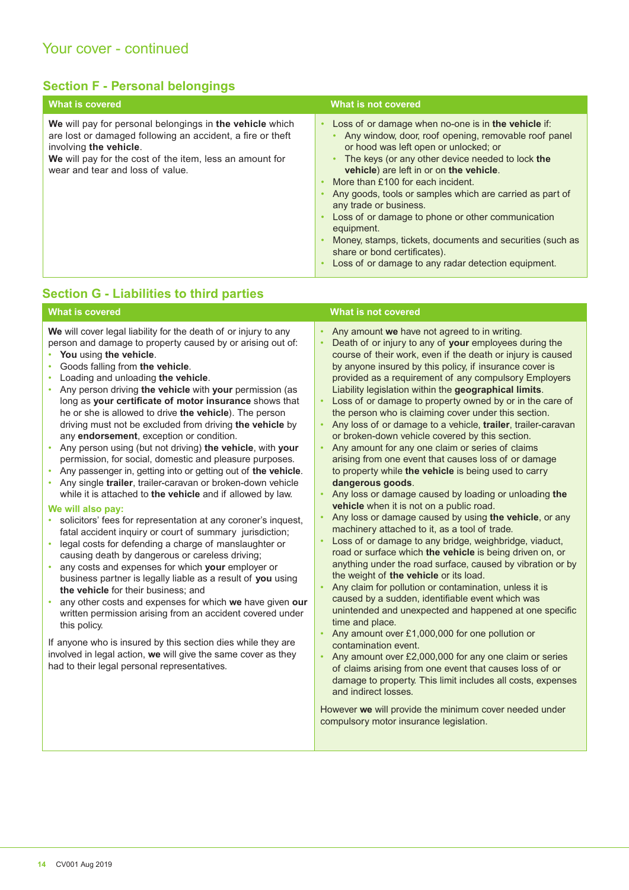## Your cover - continued

### Section F - Personal belongings

| What is covered | What is not covered |
| --- | --- |
| **We** will pay for personal belongings in **the vehicle** which are lost or damaged following an accident, a fire or theft involving **the vehicle**.<br>**We** will pay for the cost of the item, less an amount for wear and tear and loss of value. | • Loss of or damage when no-one is in **the vehicle** if:<br>  ◦ Any window, door, roof opening, removable roof panel or hood was left open or unlocked; or<br>  ◦ The keys (or any other device needed to lock **the vehicle**) are left in or on **the vehicle**.<br>• More than £100 for each incident.<br>• Any goods, tools or samples which are carried as part of any trade or business.<br>• Loss of or damage to phone or other communication equipment.<br>• Money, stamps, tickets, documents and securities (such as share or bond certificates).<br>• Loss of or damage to any radar detection equipment. |

### Section G - Liabilities to third parties

| What is covered | What is not covered |
| --- | --- |
| **We** will cover legal liability for the death of or injury to any person and damage to property caused by or arising out of:<br>• **You** using **the vehicle**.<br>• Goods falling from **the vehicle**.<br>• Loading and unloading **the vehicle**.<br>• Any person driving **the vehicle** with **your** permission (as long as **your certificate of motor insurance** shows that he or she is allowed to drive **the vehicle**). The person driving must not be excluded from driving **the vehicle** by any **endorsement**, exception or condition.<br>• Any person using (but not driving) **the vehicle**, with **your** permission, for social, domestic and pleasure purposes.<br>• Any passenger in, getting into or getting out of **the vehicle**.<br>• Any single **trailer**, trailer-caravan or broken-down vehicle while it is attached to **the vehicle** and if allowed by law.<br>**We will also pay:**<br>• solicitors' fees for representation at any coroner's inquest, fatal accident inquiry or court of summary jurisdiction;<br>• legal costs for defending a charge of manslaughter or causing death by dangerous or careless driving;<br>• any costs and expenses for which **your** employer or business partner is legally liable as a result of **you** using **the vehicle** for their business; and<br>• any other costs and expenses for which **we** have given **our** written permission arising from an accident covered under this policy.<br><br>If anyone who is insured by this section dies while they are involved in legal action, **we** will give the same cover as they had to their legal personal representatives. | • Any amount **we** have not agreed to in writing.<br>• Death of or injury to any of **your** employees during the course of their work, even if the death or injury is caused by anyone insured by this policy, if insurance cover is provided as a requirement of any compulsory Employers Liability legislation within the **geographical limits**.<br>• Loss of or damage to property owned by or in the care of the person who is claiming cover under this section.<br>• Any loss of or damage to a vehicle, **trailer**, trailer-caravan or broken-down vehicle covered by this section.<br>• Any amount for any one claim or series of claims arising from one event that causes loss of or damage to property while **the vehicle** is being used to carry **dangerous goods**.<br>• Any loss or damage caused by loading or unloading **the vehicle** when it is not on a public road.<br>• Any loss or damage caused by using **the vehicle**, or any machinery attached to it, as a tool of trade.<br>• Loss of or damage to any bridge, weighbridge, viaduct, road or surface which **the vehicle** is being driven on, or anything under the road surface, caused by vibration or by the weight of **the vehicle** or its load.<br>• Any claim for pollution or contamination, unless it is caused by a sudden, identifiable event which was unintended and unexpected and happened at one specific time and place.<br>• Any amount over £1,000,000 for one pollution or contamination event.<br>• Any amount over £2,000,000 for any one claim or series of claims arising from one event that causes loss of or damage to property. This limit includes all costs, expenses and indirect losses.<br><br>However **we** will provide the minimum cover needed under compulsory motor insurance legislation. |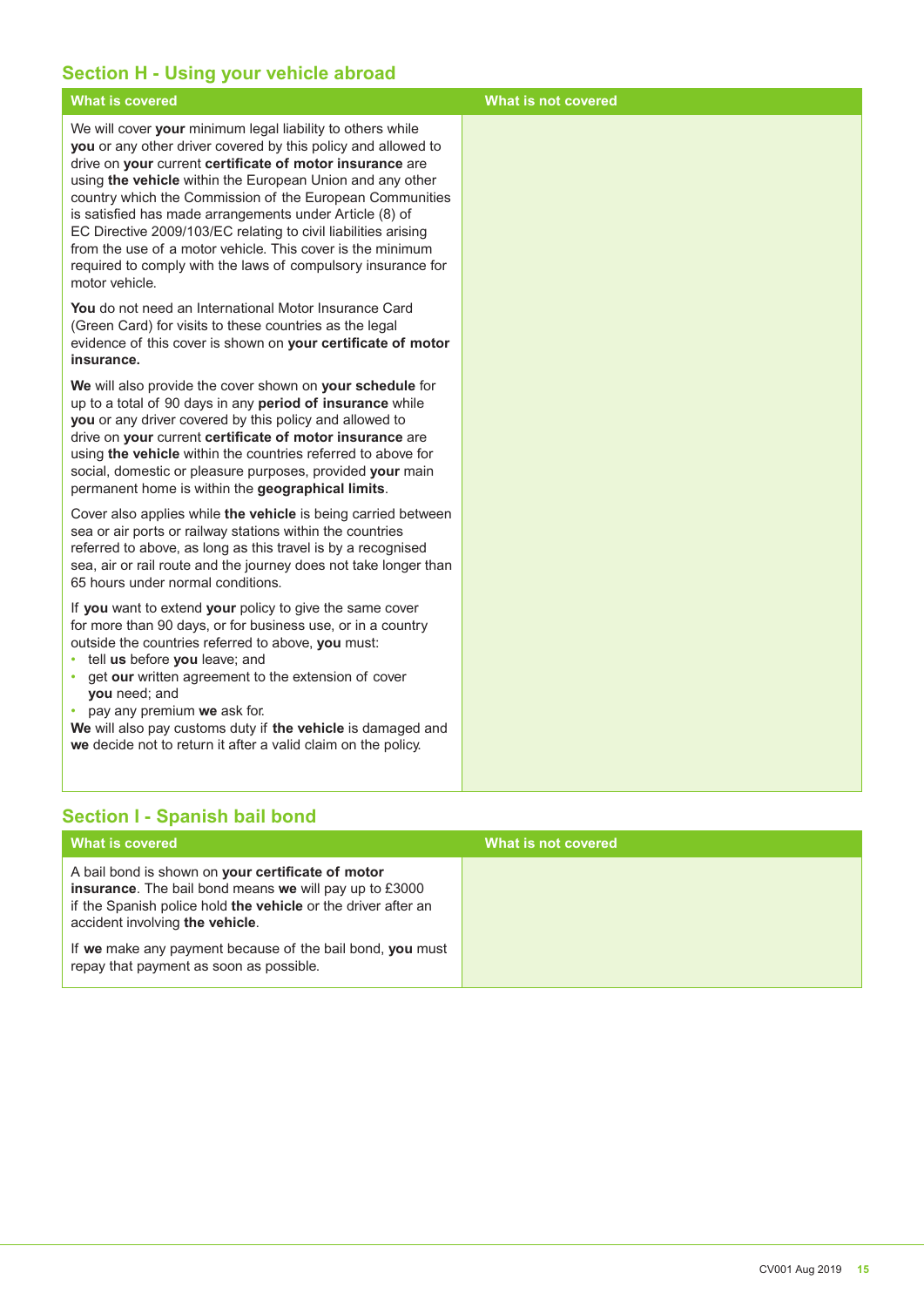## Section H - Using your vehicle abroad

| What is covered | What is not covered |
|---|---|
| We will cover **your** minimum legal liability to others while **you** or any other driver covered by this policy and allowed to drive on **your** current **certificate of motor insurance** are using **the vehicle** within the European Union and any other country which the Commission of the European Communities is satisfied has made arrangements under Article (8) of EC Directive 2009/103/EC relating to civil liabilities arising from the use of a motor vehicle. This cover is the minimum required to comply with the laws of compulsory insurance for motor vehicle.<br><br>**You** do not need an International Motor Insurance Card (Green Card) for visits to these countries as the legal evidence of this cover is shown on **your certificate of motor insurance.**<br><br>**We** will also provide the cover shown on **your schedule** for up to a total of 90 days in any **period of insurance** while **you** or any driver covered by this policy and allowed to drive on **your** current **certificate of motor insurance** are using **the vehicle** within the countries referred to above for social, domestic or pleasure purposes, provided **your** main permanent home is within the **geographical limits**.<br><br>Cover also applies while **the vehicle** is being carried between sea or air ports or railway stations within the countries referred to above, as long as this travel is by a recognised sea, air or rail route and the journey does not take longer than 65 hours under normal conditions.<br><br>If **you** want to extend **your** policy to give the same cover for more than 90 days, or for business use, or in a country outside the countries referred to above, **you** must:<br>• tell **us** before **you** leave; and<br>• get **our** written agreement to the extension of cover **you** need; and<br>• pay any premium **we** ask for.<br>**We** will also pay customs duty if **the vehicle** is damaged and **we** decide not to return it after a valid claim on the policy. | |

## Section I - Spanish bail bond

| What is covered | What is not covered |
|---|---|
| A bail bond is shown on **your certificate of motor insurance**. The bail bond means **we** will pay up to £3000 if the Spanish police hold **the vehicle** or the driver after an accident involving **the vehicle**.<br><br>If **we** make any payment because of the bail bond, **you** must repay that payment as soon as possible. | |

CV001 Aug 2019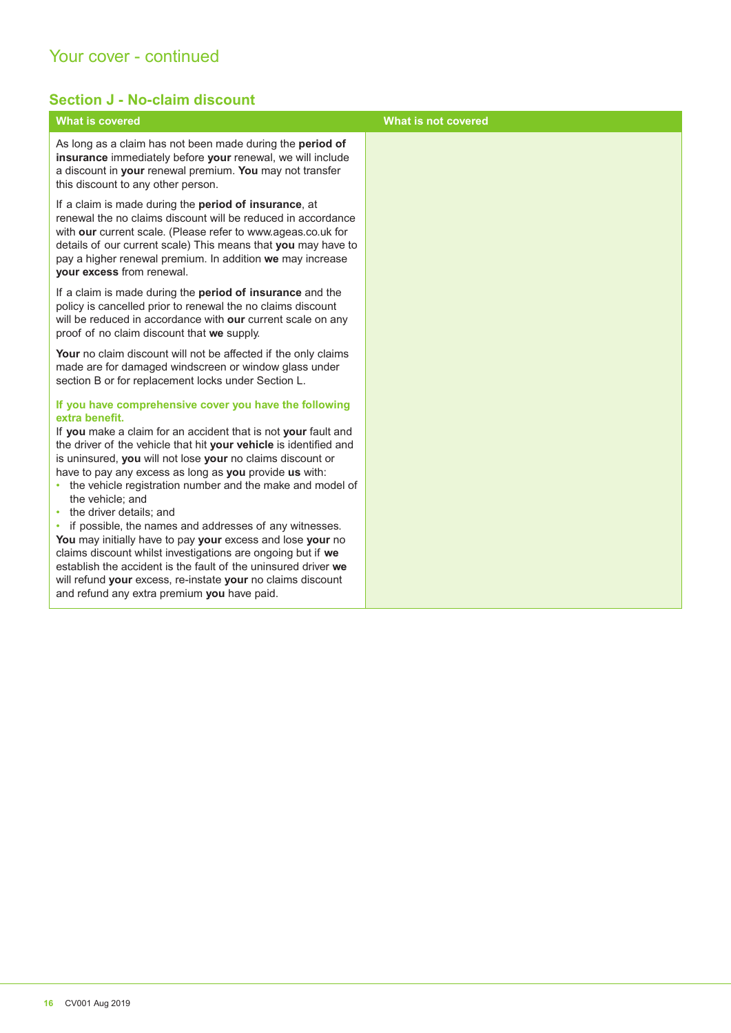## Your cover - continued

### Section J - No-claim discount

| What is covered | What is not covered |
|---|---|
| As long as a claim has not been made during the **period of insurance** immediately before **your** renewal, we will include a discount in **your** renewal premium. **You** may not transfer this discount to any other person.<br><br>If a claim is made during the **period of insurance**, at renewal the no claims discount will be reduced in accordance with **our** current scale. (Please refer to www.ageas.co.uk for details of our current scale) This means that **you** may have to pay a higher renewal premium. In addition **we** may increase **your excess** from renewal.<br><br>If a claim is made during the **period of insurance** and the policy is cancelled prior to renewal the no claims discount will be reduced in accordance with **our** current scale on any proof of no claim discount that **we** supply.<br><br>**Your** no claim discount will not be affected if the only claims made are for damaged windscreen or window glass under section B or for replacement locks under Section L.<br><br>**If you have comprehensive cover you have the following extra benefit.**<br>If **you** make a claim for an accident that is not **your** fault and the driver of the vehicle that hit **your vehicle** is identified and is uninsured, **you** will not lose **your** no claims discount or have to pay any excess as long as **you** provide **us** with:<br>• the vehicle registration number and the make and model of the vehicle; and<br>• the driver details; and<br>• if possible, the names and addresses of any witnesses.<br>**You** may initially have to pay **your** excess and lose **your** no claims discount whilst investigations are ongoing but if **we** establish the accident is the fault of the uninsured driver **we** will refund **your** excess, re-instate **your** no claims discount and refund any extra premium **you** have paid. | |

CV001 Aug 2019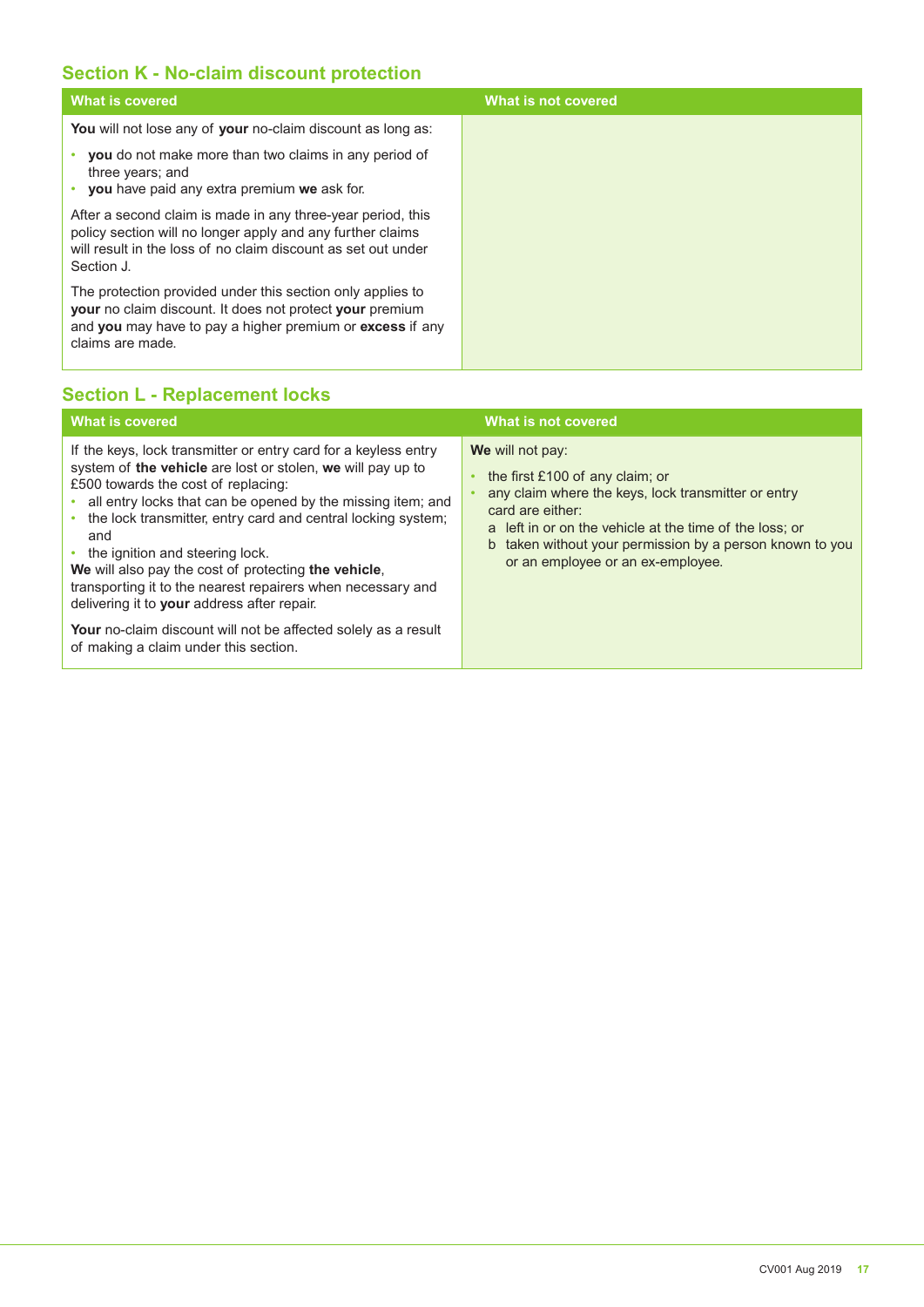## Section K - No-claim discount protection

| What is covered | What is not covered |
|---|---|
| **You** will not lose any of **your** no-claim discount as long as:<br>• **you** do not make more than two claims in any period of three years; and<br>• **you** have paid any extra premium **we** ask for.<br><br>After a second claim is made in any three-year period, this policy section will no longer apply and any further claims will result in the loss of no claim discount as set out under Section J.<br><br>The protection provided under this section only applies to **your** no claim discount. It does not protect **your** premium and **you** may have to pay a higher premium or **excess** if any claims are made. | |

## Section L - Replacement locks

| What is covered | What is not covered |
|---|---|
| If the keys, lock transmitter or entry card for a keyless entry system of **the vehicle** are lost or stolen, **we** will pay up to £500 towards the cost of replacing:<br>• all entry locks that can be opened by the missing item; and<br>• the lock transmitter, entry card and central locking system; and<br>• the ignition and steering lock.<br>**We** will also pay the cost of protecting **the vehicle**, transporting it to the nearest repairers when necessary and delivering it to **your** address after repair.<br><br>**Your** no-claim discount will not be affected solely as a result of making a claim under this section. | **We** will not pay:<br>• the first £100 of any claim; or<br>• any claim where the keys, lock transmitter or entry card are either:<br>a left in or on the vehicle at the time of the loss; or<br>b taken without your permission by a person known to you or an employee or an ex-employee. |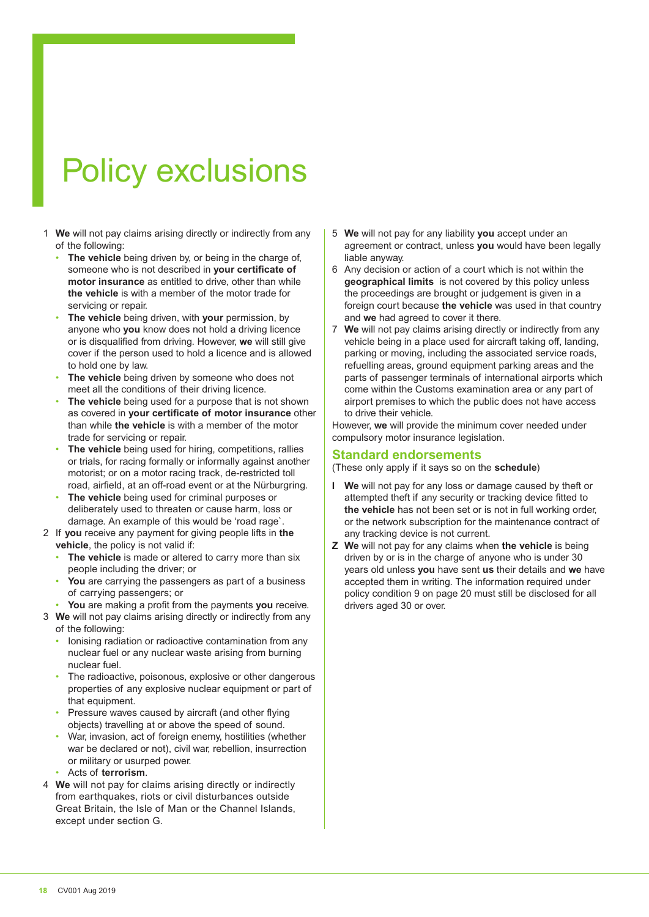# Policy exclusions

1 **We** will not pay claims arising directly or indirectly from any of the following:
   - **The vehicle** being driven by, or being in the charge of, someone who is not described in **your certificate of motor insurance** as entitled to drive, other than while **the vehicle** is with a member of the motor trade for servicing or repair.
   - **The vehicle** being driven, with **your** permission, by anyone who **you** know does not hold a driving licence or is disqualified from driving. However, **we** will still give cover if the person used to hold a licence and is allowed to hold one by law.
   - **The vehicle** being driven by someone who does not meet all the conditions of their driving licence.
   - **The vehicle** being used for a purpose that is not shown as covered in **your certificate of motor insurance** other than while **the vehicle** is with a member of the motor trade for servicing or repair.
   - **The vehicle** being used for hiring, competitions, rallies or trials, for racing formally or informally against another motorist; or on a motor racing track, de-restricted toll road, airfield, at an off-road event or at the Nürburgring.
   - **The vehicle** being used for criminal purposes or deliberately used to threaten or cause harm, loss or damage. An example of this would be 'road rage`.
2 If **you** receive any payment for giving people lifts in **the vehicle**, the policy is not valid if:
   - **The vehicle** is made or altered to carry more than six people including the driver; or
   - **You** are carrying the passengers as part of a business of carrying passengers; or
   - **You** are making a profit from the payments **you** receive.
3 **We** will not pay claims arising directly or indirectly from any of the following:
   - Ionising radiation or radioactive contamination from any nuclear fuel or any nuclear waste arising from burning nuclear fuel.
   - The radioactive, poisonous, explosive or other dangerous properties of any explosive nuclear equipment or part of that equipment.
   - Pressure waves caused by aircraft (and other flying objects) travelling at or above the speed of sound.
   - War, invasion, act of foreign enemy, hostilities (whether war be declared or not), civil war, rebellion, insurrection or military or usurped power.
   - Acts of **terrorism**.
4 **We** will not pay for claims arising directly or indirectly from earthquakes, riots or civil disturbances outside Great Britain, the Isle of Man or the Channel Islands, except under section G.
5 **We** will not pay for any liability **you** accept under an agreement or contract, unless **you** would have been legally liable anyway.
6 Any decision or action of a court which is not within the **geographical limits** is not covered by this policy unless the proceedings are brought or judgement is given in a foreign court because **the vehicle** was used in that country and **we** had agreed to cover it there.
7 **We** will not pay claims arising directly or indirectly from any vehicle being in a place used for aircraft taking off, landing, parking or moving, including the associated service roads, refuelling areas, ground equipment parking areas and the parts of passenger terminals of international airports which come within the Customs examination area or any part of airport premises to which the public does not have access to drive their vehicle.

However, **we** will provide the minimum cover needed under compulsory motor insurance legislation.

## Standard endorsements

(These only apply if it says so on the **schedule**)

**I** **We** will not pay for any loss or damage caused by theft or attempted theft if any security or tracking device fitted to **the vehicle** has not been set or is not in full working order, or the network subscription for the maintenance contract of any tracking device is not current.

**Z** **We** will not pay for any claims when **the vehicle** is being driven by or is in the charge of anyone who is under 30 years old unless **you** have sent **us** their details and **we** have accepted them in writing. The information required under policy condition 9 on page 20 must still be disclosed for all drivers aged 30 or over.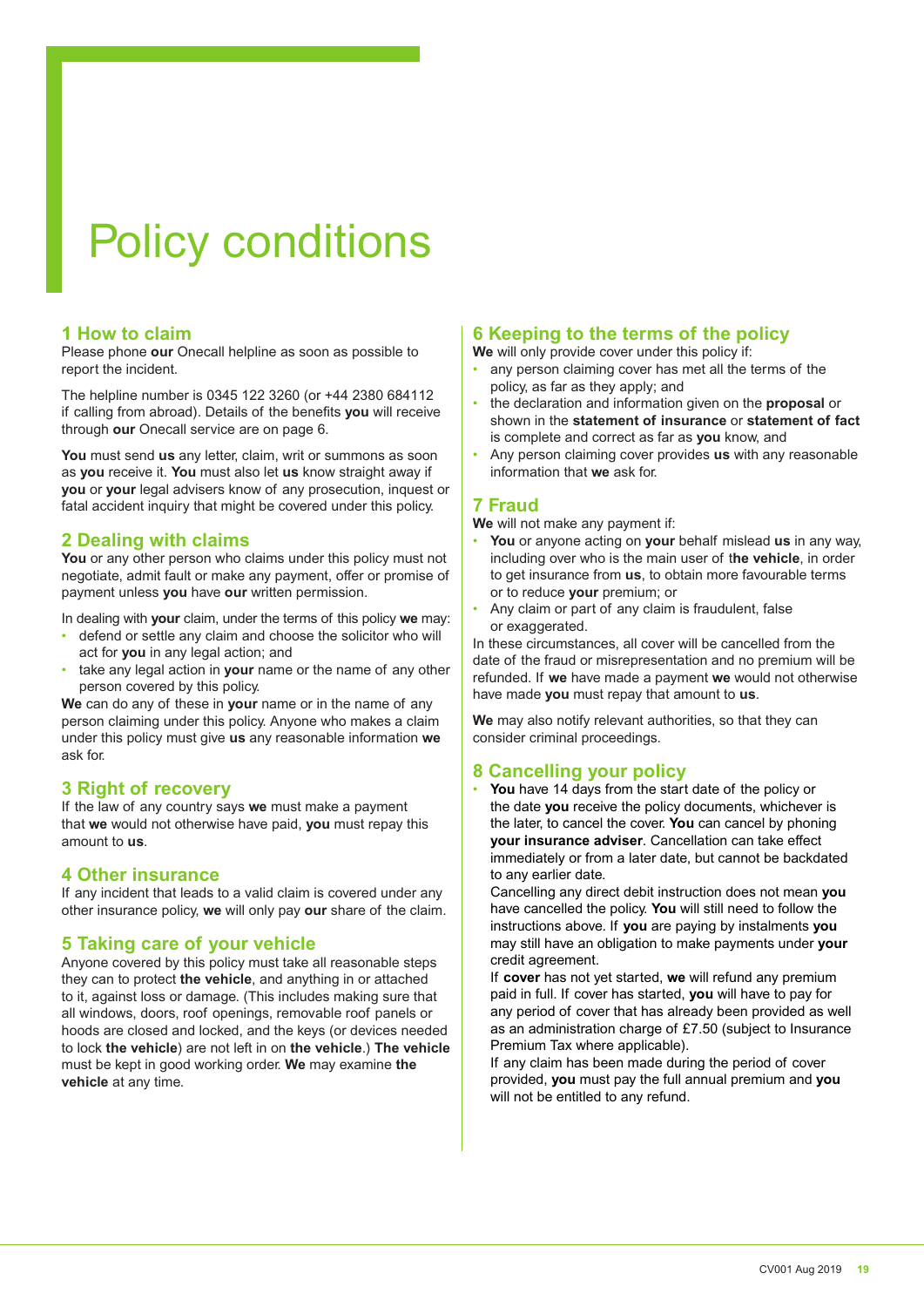# Policy conditions

## 1 How to claim

Please phone **our** Onecall helpline as soon as possible to report the incident.

The helpline number is 0345 122 3260 (or +44 2380 684112 if calling from abroad). Details of the benefits **you** will receive through **our** Onecall service are on page 6.

**You** must send **us** any letter, claim, writ or summons as soon as **you** receive it. **You** must also let **us** know straight away if **you** or **your** legal advisers know of any prosecution, inquest or fatal accident inquiry that might be covered under this policy.

## 2 Dealing with claims

**You** or any other person who claims under this policy must not negotiate, admit fault or make any payment, offer or promise of payment unless **you** have **our** written permission.

In dealing with **your** claim, under the terms of this policy **we** may:

- defend or settle any claim and choose the solicitor who will act for **you** in any legal action; and
- take any legal action in **your** name or the name of any other person covered by this policy.

**We** can do any of these in **your** name or in the name of any person claiming under this policy. Anyone who makes a claim under this policy must give **us** any reasonable information **we** ask for.

## 3 Right of recovery

If the law of any country says **we** must make a payment that **we** would not otherwise have paid, **you** must repay this amount to **us**.

## 4 Other insurance

If any incident that leads to a valid claim is covered under any other insurance policy, **we** will only pay **our** share of the claim.

## 5 Taking care of your vehicle

Anyone covered by this policy must take all reasonable steps they can to protect **the vehicle**, and anything in or attached to it, against loss or damage. (This includes making sure that all windows, doors, roof openings, removable roof panels or hoods are closed and locked, and the keys (or devices needed to lock **the vehicle**) are not left in on **the vehicle**.) **The vehicle** must be kept in good working order. **We** may examine **the vehicle** at any time.

## 6 Keeping to the terms of the policy

**We** will only provide cover under this policy if:

- any person claiming cover has met all the terms of the policy, as far as they apply; and
- the declaration and information given on the **proposal** or shown in the **statement of insurance** or **statement of fact** is complete and correct as far as **you** know, and
- Any person claiming cover provides **us** with any reasonable information that **we** ask for.

## 7 Fraud

**We** will not make any payment if:

- **You** or anyone acting on **your** behalf mislead **us** in any way, including over who is the main user of t**he vehicle**, in order to get insurance from **us**, to obtain more favourable terms or to reduce **your** premium; or
- Any claim or part of any claim is fraudulent, false or exaggerated.

In these circumstances, all cover will be cancelled from the date of the fraud or misrepresentation and no premium will be refunded. If **we** have made a payment **we** would not otherwise have made **you** must repay that amount to **us**.

**We** may also notify relevant authorities, so that they can consider criminal proceedings.

## 8 Cancelling your policy

- **You** have 14 days from the start date of the policy or the date **you** receive the policy documents, whichever is the later, to cancel the cover. **You** can cancel by phoning **your insurance adviser**. Cancellation can take effect immediately or from a later date, but cannot be backdated to any earlier date.

  Cancelling any direct debit instruction does not mean **you** have cancelled the policy. **You** will still need to follow the instructions above. If **you** are paying by instalments **you** may still have an obligation to make payments under **your** credit agreement.

  If **cover** has not yet started, **we** will refund any premium paid in full. If cover has started, **you** will have to pay for any period of cover that has already been provided as well as an administration charge of £7.50 (subject to Insurance Premium Tax where applicable).

  If any claim has been made during the period of cover provided, **you** must pay the full annual premium and **you** will not be entitled to any refund.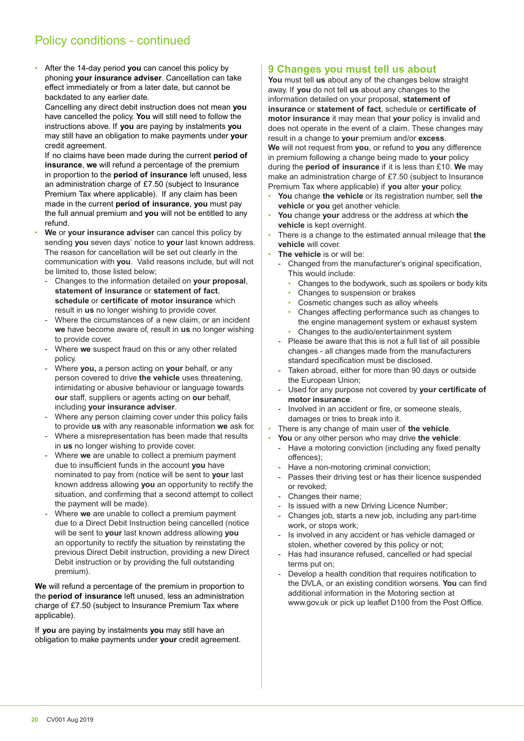## Policy conditions - continued

- After the 14-day period **you** can cancel this policy by phoning **your insurance adviser**. Cancellation can take effect immediately or from a later date, but cannot be backdated to any earlier date.
  Cancelling any direct debit instruction does not mean **you** have cancelled the policy. **You** will still need to follow the instructions above. If **you** are paying by instalments **you** may still have an obligation to make payments under **your** credit agreement.
  If no claims have been made during the current **period of insurance**, **we** will refund a percentage of the premium in proportion to the **period of insurance** left unused, less an administration charge of £7.50 (subject to Insurance Premium Tax where applicable). If any claim has been made in the current **period of insurance**, **you** must pay the full annual premium and **you** will not be entitled to any refund.
- **We** or **your insurance adviser** can cancel this policy by sending **you** seven days' notice to **your** last known address. The reason for cancellation will be set out clearly in the communication with **you**. Valid reasons include, but will not be limited to, those listed below;
  - Changes to the information detailed on **your proposal**, **statement of insurance** or **statement of fact**, **schedule** or **certificate of motor insurance** which result in **us** no longer wishing to provide cover.
  - Where the circumstances of a new claim, or an incident **we** have become aware of, result in **us** no longer wishing to provide cover.
  - Where **we** suspect fraud on this or any other related policy.
  - Where **you,** a person acting on **your** behalf, or any person covered to drive **the vehicle** uses threatening, intimidating or abusive behaviour or language towards **our** staff, suppliers or agents acting on **our** behalf, including **your insurance adviser**.
  - Where any person claiming cover under this policy fails to provide **us** with any reasonable information **we** ask for.
  - Where a misrepresentation has been made that results in **us** no longer wishing to provide cover.
  - Where **we** are unable to collect a premium payment due to insufficient funds in the account **you** have nominated to pay from (notice will be sent to **your** last known address allowing **you** an opportunity to rectify the situation, and confirming that a second attempt to collect the payment will be made).
  - Where **we** are unable to collect a premium payment due to a Direct Debit Instruction being cancelled (notice will be sent to **your** last known address allowing **you** an opportunity to rectify the situation by reinstating the previous Direct Debit instruction, providing a new Direct Debit instruction or by providing the full outstanding premium).

**We** will refund a percentage of the premium in proportion to the **period of insurance** left unused, less an administration charge of £7.50 (subject to Insurance Premium Tax where applicable).

If **you** are paying by instalments **you** may still have an obligation to make payments under **your** credit agreement.

## 9 Changes you must tell us about

**You** must tell **us** about any of the changes below straight away. If **you** do not tell **us** about any changes to the information detailed on your proposal, **statement of insurance** or **statement of fact**, schedule or **certificate of motor insurance** it may mean that **your** policy is invalid and does not operate in the event of a claim. These changes may result in a change to **your** premium and/or **excess**.
**We** will not request from **you**, or refund to **you** any difference in premium following a change being made to **your** policy during the **period of insurance** if it is less than £10. **We** may make an administration charge of £7.50 (subject to Insurance Premium Tax where applicable) if **you** alter **your** policy.

- **You** change **the vehicle** or its registration number, sell **the vehicle** or **you** get another vehicle.
- **You** change **your** address or the address at which **the vehicle** is kept overnight.
- There is a change to the estimated annual mileage that **the vehicle** will cover.
- **The vehicle** is or will be:
  - Changed from the manufacturer's original specification, This would include:
    - Changes to the bodywork, such as spoilers or body kits
    - Changes to suspension or brakes
    - Cosmetic changes such as alloy wheels
    - Changes affecting performance such as changes to the engine management system or exhaust system
    - Changes to the audio/entertainment system
  - Please be aware that this is not a full list of all possible changes - all changes made from the manufacturers standard specification must be disclosed.
  - Taken abroad, either for more than 90 days or outside the European Union;
  - Used for any purpose not covered by **your certificate of motor insurance**.
  - Involved in an accident or fire, or someone steals, damages or tries to break into it.
- There is any change of main user of **the vehicle**.
- **You** or any other person who may drive **the vehicle**:
  - Have a motoring conviction (including any fixed penalty offences);
  - Have a non-motoring criminal conviction;
  - Passes their driving test or has their licence suspended or revoked;
  - Changes their name;
  - Is issued with a new Driving Licence Number;
  - Changes job, starts a new job, including any part-time work, or stops work;
  - Is involved in any accident or has vehicle damaged or stolen, whether covered by this policy or not;
  - Has had insurance refused, cancelled or had special terms put on;
  - Develop a health condition that requires notification to the DVLA, or an existing condition worsens. **You** can find additional information in the Motoring section at www.gov.uk or pick up leaflet D100 from the Post Office.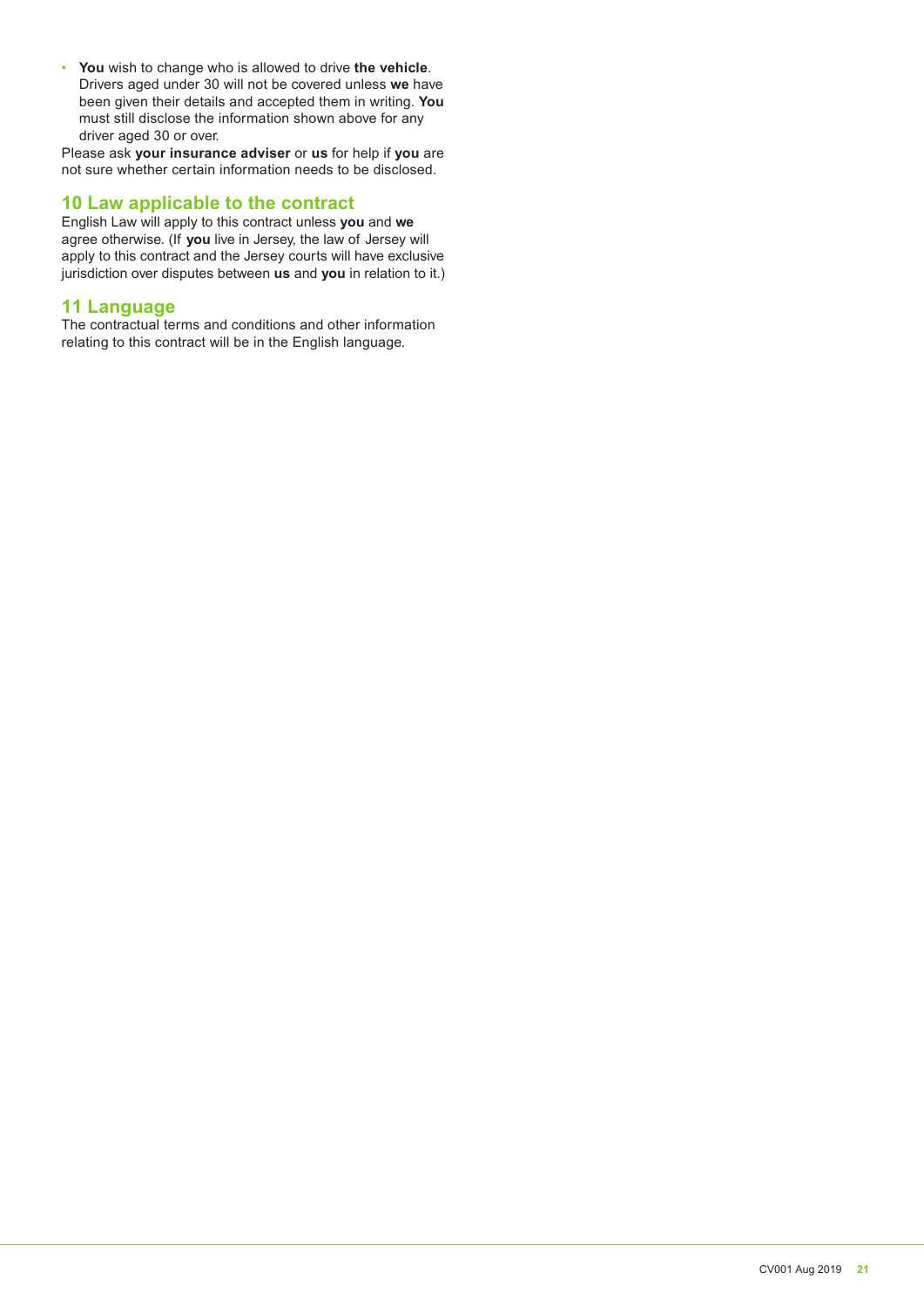- **You** wish to change who is allowed to drive **the vehicle**. Drivers aged under 30 will not be covered unless **we** have been given their details and accepted them in writing. **You** must still disclose the information shown above for any driver aged 30 or over.

Please ask **your insurance adviser** or **us** for help if **you** are not sure whether certain information needs to be disclosed.

## 10 Law applicable to the contract

English Law will apply to this contract unless **you** and **we** agree otherwise. (If **you** live in Jersey, the law of Jersey will apply to this contract and the Jersey courts will have exclusive jurisdiction over disputes between **us** and **you** in relation to it.)

## 11 Language

The contractual terms and conditions and other information relating to this contract will be in the English language.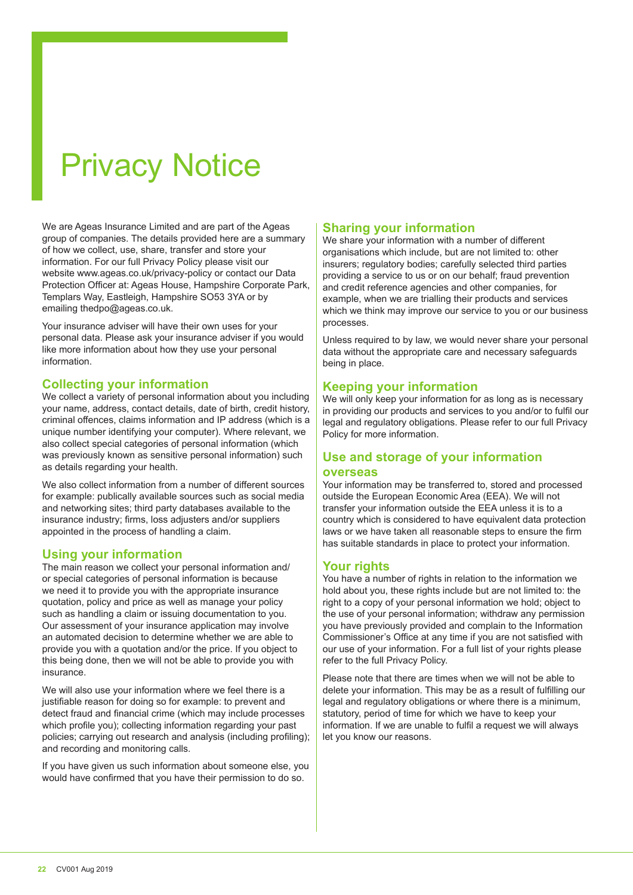# Privacy Notice

We are Ageas Insurance Limited and are part of the Ageas group of companies. The details provided here are a summary of how we collect, use, share, transfer and store your information. For our full Privacy Policy please visit our website www.ageas.co.uk/privacy-policy or contact our Data Protection Officer at: Ageas House, Hampshire Corporate Park, Templars Way, Eastleigh, Hampshire SO53 3YA or by emailing thedpo@ageas.co.uk.

Your insurance adviser will have their own uses for your personal data. Please ask your insurance adviser if you would like more information about how they use your personal information.

## Collecting your information

We collect a variety of personal information about you including your name, address, contact details, date of birth, credit history, criminal offences, claims information and IP address (which is a unique number identifying your computer). Where relevant, we also collect special categories of personal information (which was previously known as sensitive personal information) such as details regarding your health.

We also collect information from a number of different sources for example: publically available sources such as social media and networking sites; third party databases available to the insurance industry; firms, loss adjusters and/or suppliers appointed in the process of handling a claim.

## Using your information

The main reason we collect your personal information and/or special categories of personal information is because we need it to provide you with the appropriate insurance quotation, policy and price as well as manage your policy such as handling a claim or issuing documentation to you. Our assessment of your insurance application may involve an automated decision to determine whether we are able to provide you with a quotation and/or the price. If you object to this being done, then we will not be able to provide you with insurance.

We will also use your information where we feel there is a justifiable reason for doing so for example: to prevent and detect fraud and financial crime (which may include processes which profile you); collecting information regarding your past policies; carrying out research and analysis (including profiling); and recording and monitoring calls.

If you have given us such information about someone else, you would have confirmed that you have their permission to do so.

## Sharing your information

We share your information with a number of different organisations which include, but are not limited to: other insurers; regulatory bodies; carefully selected third parties providing a service to us or on our behalf; fraud prevention and credit reference agencies and other companies, for example, when we are trialling their products and services which we think may improve our service to you or our business processes.

Unless required to by law, we would never share your personal data without the appropriate care and necessary safeguards being in place.

## Keeping your information

We will only keep your information for as long as is necessary in providing our products and services to you and/or to fulfil our legal and regulatory obligations. Please refer to our full Privacy Policy for more information.

## Use and storage of your information overseas

Your information may be transferred to, stored and processed outside the European Economic Area (EEA). We will not transfer your information outside the EEA unless it is to a country which is considered to have equivalent data protection laws or we have taken all reasonable steps to ensure the firm has suitable standards in place to protect your information.

## Your rights

You have a number of rights in relation to the information we hold about you, these rights include but are not limited to: the right to a copy of your personal information we hold; object to the use of your personal information; withdraw any permission you have previously provided and complain to the Information Commissioner's Office at any time if you are not satisfied with our use of your information. For a full list of your rights please refer to the full Privacy Policy.

Please note that there are times when we will not be able to delete your information. This may be as a result of fulfilling our legal and regulatory obligations or where there is a minimum, statutory, period of time for which we have to keep your information. If we are unable to fulfil a request we will always let you know our reasons.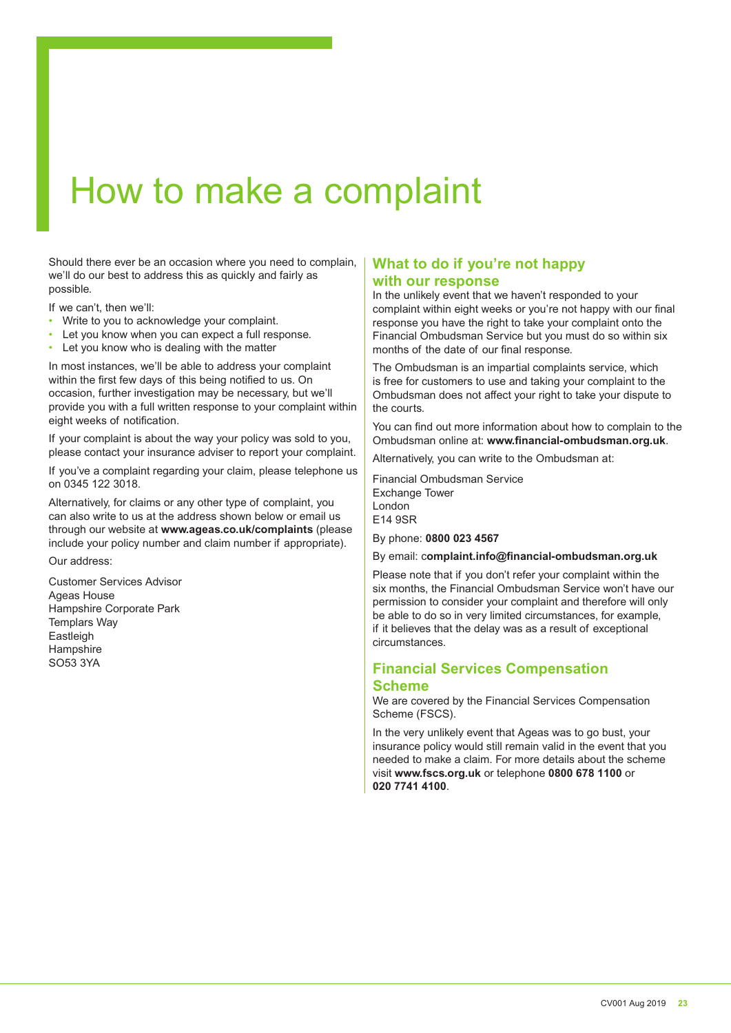# How to make a complaint

Should there ever be an occasion where you need to complain, we'll do our best to address this as quickly and fairly as possible.

If we can't, then we'll:

- Write to you to acknowledge your complaint.
- Let you know when you can expect a full response.
- Let you know who is dealing with the matter

In most instances, we'll be able to address your complaint within the first few days of this being notified to us. On occasion, further investigation may be necessary, but we'll provide you with a full written response to your complaint within eight weeks of notification.

If your complaint is about the way your policy was sold to you, please contact your insurance adviser to report your complaint.

If you've a complaint regarding your claim, please telephone us on 0345 122 3018.

Alternatively, for claims or any other type of complaint, you can also write to us at the address shown below or email us through our website at **www.ageas.co.uk/complaints** (please include your policy number and claim number if appropriate).

Our address:

Customer Services Advisor
Ageas House
Hampshire Corporate Park
Templars Way
Eastleigh
Hampshire
SO53 3YA

## What to do if you're not happy with our response

In the unlikely event that we haven't responded to your complaint within eight weeks or you're not happy with our final response you have the right to take your complaint onto the Financial Ombudsman Service but you must do so within six months of the date of our final response.

The Ombudsman is an impartial complaints service, which is free for customers to use and taking your complaint to the Ombudsman does not affect your right to take your dispute to the courts.

You can find out more information about how to complain to the Ombudsman online at: **www.financial-ombudsman.org.uk**.

Alternatively, you can write to the Ombudsman at:

Financial Ombudsman Service
Exchange Tower
London
E14 9SR

By phone: **0800 023 4567**

By email: c**omplaint.info@financial-ombudsman.org.uk**

Please note that if you don't refer your complaint within the six months, the Financial Ombudsman Service won't have our permission to consider your complaint and therefore will only be able to do so in very limited circumstances, for example, if it believes that the delay was as a result of exceptional circumstances.

## Financial Services Compensation Scheme

We are covered by the Financial Services Compensation Scheme (FSCS).

In the very unlikely event that Ageas was to go bust, your insurance policy would still remain valid in the event that you needed to make a claim. For more details about the scheme visit **www.fscs.org.uk** or telephone **0800 678 1100** or **020 7741 4100**.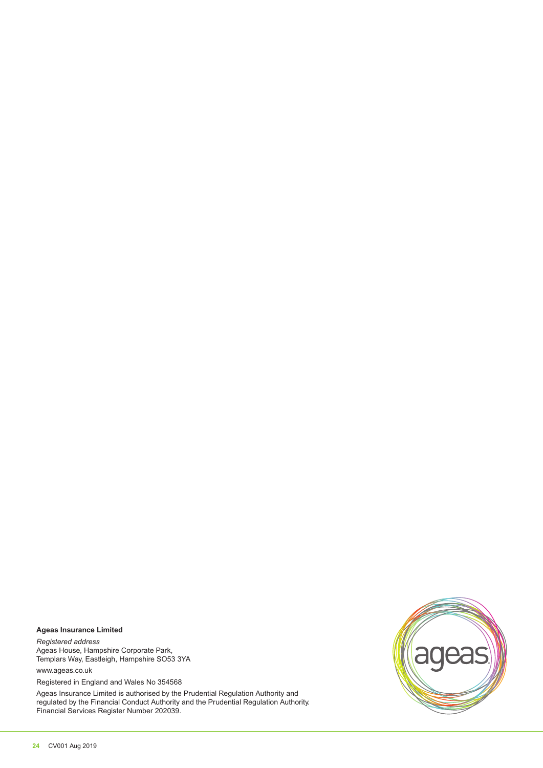**Ageas Insurance Limited**

*Registered address*
Ageas House, Hampshire Corporate Park,
Templars Way, Eastleigh, Hampshire SO53 3YA

www.ageas.co.uk

Registered in England and Wales No 354568

Ageas Insurance Limited is authorised by the Prudential Regulation Authority and regulated by the Financial Conduct Authority and the Prudential Regulation Authority. Financial Services Register Number 202039.

CV001 Aug 2019